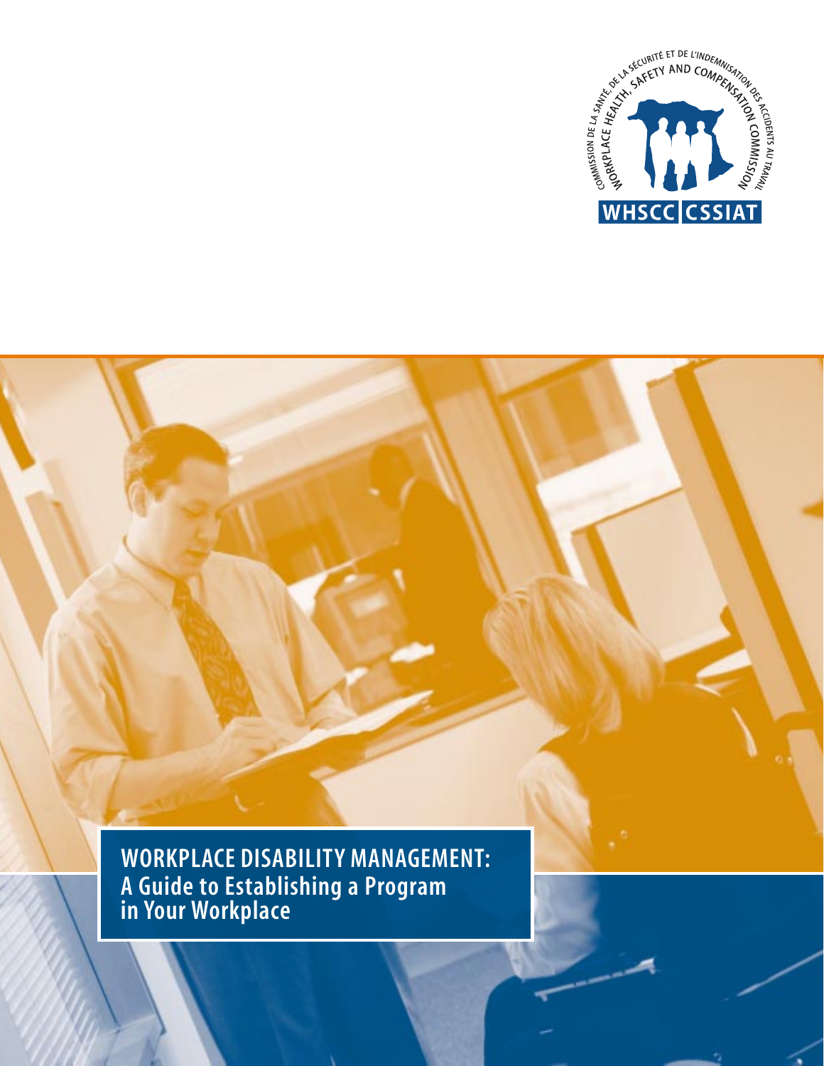COMMISSION DE LA SANTÉ, DE LA SÉCURITÉ ET DE L'INDEMNISATION DES ACCIDENTS AU TRAVAIL

WORKPLACE HEALTH, SAFETY AND COMPENSATION COMMISSION

WHSCC | CSSIAT

# WORKPLACE DISABILITY MANAGEMENT: A Guide to Establishing a Program in Your Workplace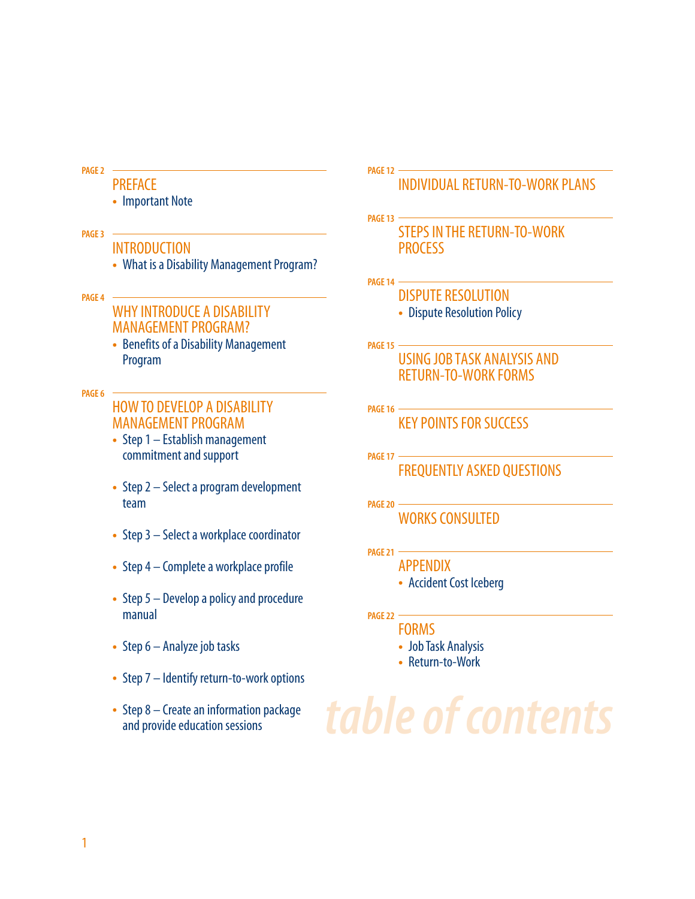# table of contents

PAGE 2
## PREFACE
- Important Note

PAGE 3
## INTRODUCTION
- What is a Disability Management Program?

PAGE 4
## WHY INTRODUCE A DISABILITY MANAGEMENT PROGRAM?
- Benefits of a Disability Management Program

PAGE 6
## HOW TO DEVELOP A DISABILITY MANAGEMENT PROGRAM
- Step 1 – Establish management commitment and support
- Step 2 – Select a program development team
- Step 3 – Select a workplace coordinator
- Step 4 – Complete a workplace profile
- Step 5 – Develop a policy and procedure manual
- Step 6 – Analyze job tasks
- Step 7 – Identify return-to-work options
- Step 8 – Create an information package and provide education sessions

PAGE 12
## INDIVIDUAL RETURN-TO-WORK PLANS

PAGE 13
## STEPS IN THE RETURN-TO-WORK PROCESS

PAGE 14
## DISPUTE RESOLUTION
- Dispute Resolution Policy

PAGE 15
## USING JOB TASK ANALYSIS AND RETURN-TO-WORK FORMS

PAGE 16
## KEY POINTS FOR SUCCESS

PAGE 17
## FREQUENTLY ASKED QUESTIONS

PAGE 20
## WORKS CONSULTED

PAGE 21
## APPENDIX
- Accident Cost Iceberg

PAGE 22
## FORMS
- Job Task Analysis
- Return-to-Work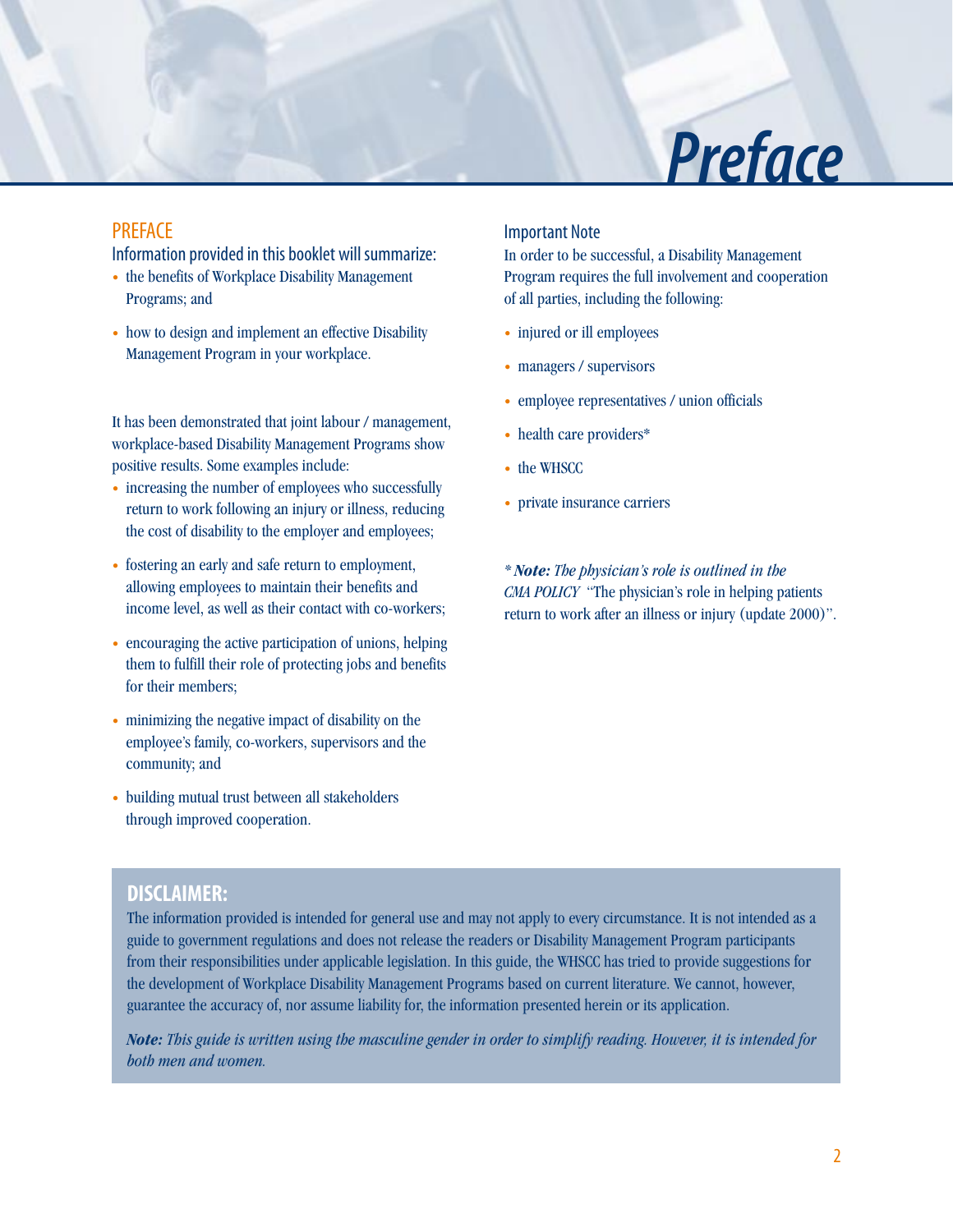# Preface

## PREFACE

Information provided in this booklet will summarize:

- the benefits of Workplace Disability Management Programs; and
- how to design and implement an effective Disability Management Program in your workplace.

It has been demonstrated that joint labour / management, workplace-based Disability Management Programs show positive results. Some examples include:

- increasing the number of employees who successfully return to work following an injury or illness, reducing the cost of disability to the employer and employees;
- fostering an early and safe return to employment, allowing employees to maintain their benefits and income level, as well as their contact with co-workers;
- encouraging the active participation of unions, helping them to fulfill their role of protecting jobs and benefits for their members;
- minimizing the negative impact of disability on the employee's family, co-workers, supervisors and the community; and
- building mutual trust between all stakeholders through improved cooperation.

### Important Note

In order to be successful, a Disability Management Program requires the full involvement and cooperation of all parties, including the following:

- injured or ill employees
- managers / supervisors
- employee representatives / union officials
- health care providers*
- the WHSCC
- private insurance carriers

*** Note:** *The physician's role is outlined in the CMA POLICY* "The physician's role in helping patients return to work after an illness or injury (update 2000)".

**DISCLAIMER:**

The information provided is intended for general use and may not apply to every circumstance. It is not intended as a guide to government regulations and does not release the readers or Disability Management Program participants from their responsibilities under applicable legislation. In this guide, the WHSCC has tried to provide suggestions for the development of Workplace Disability Management Programs based on current literature. We cannot, however, guarantee the accuracy of, nor assume liability for, the information presented herein or its application.

***Note:** This guide is written using the masculine gender in order to simplify reading. However, it is intended for both men and women.*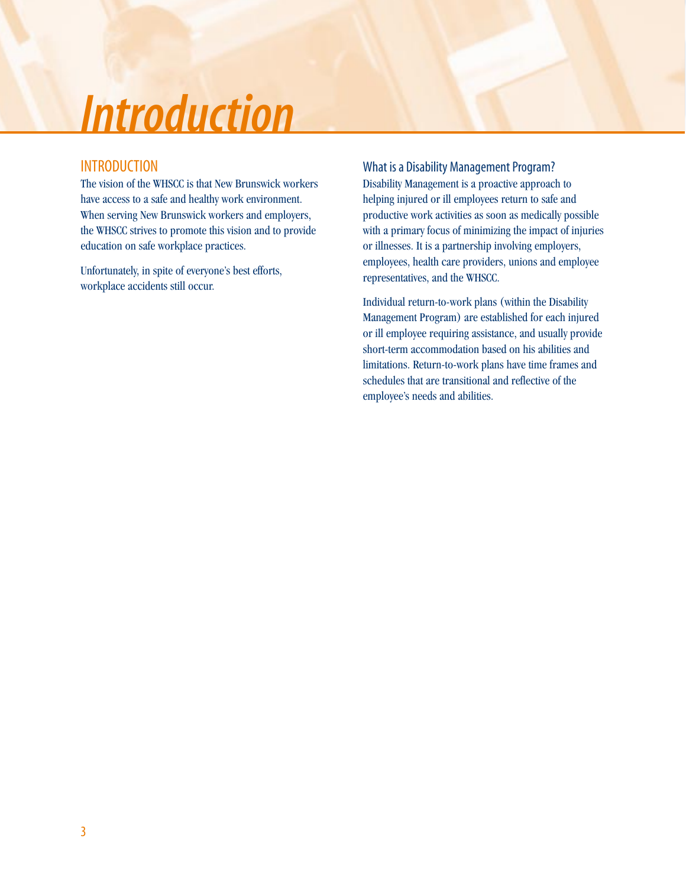# Introduction

## INTRODUCTION

The vision of the WHSCC is that New Brunswick workers have access to a safe and healthy work environment. When serving New Brunswick workers and employers, the WHSCC strives to promote this vision and to provide education on safe workplace practices.

Unfortunately, in spite of everyone's best efforts, workplace accidents still occur.

### What is a Disability Management Program?

Disability Management is a proactive approach to helping injured or ill employees return to safe and productive work activities as soon as medically possible with a primary focus of minimizing the impact of injuries or illnesses. It is a partnership involving employers, employees, health care providers, unions and employee representatives, and the WHSCC.

Individual return-to-work plans (within the Disability Management Program) are established for each injured or ill employee requiring assistance, and usually provide short-term accommodation based on his abilities and limitations. Return-to-work plans have time frames and schedules that are transitional and reflective of the employee's needs and abilities.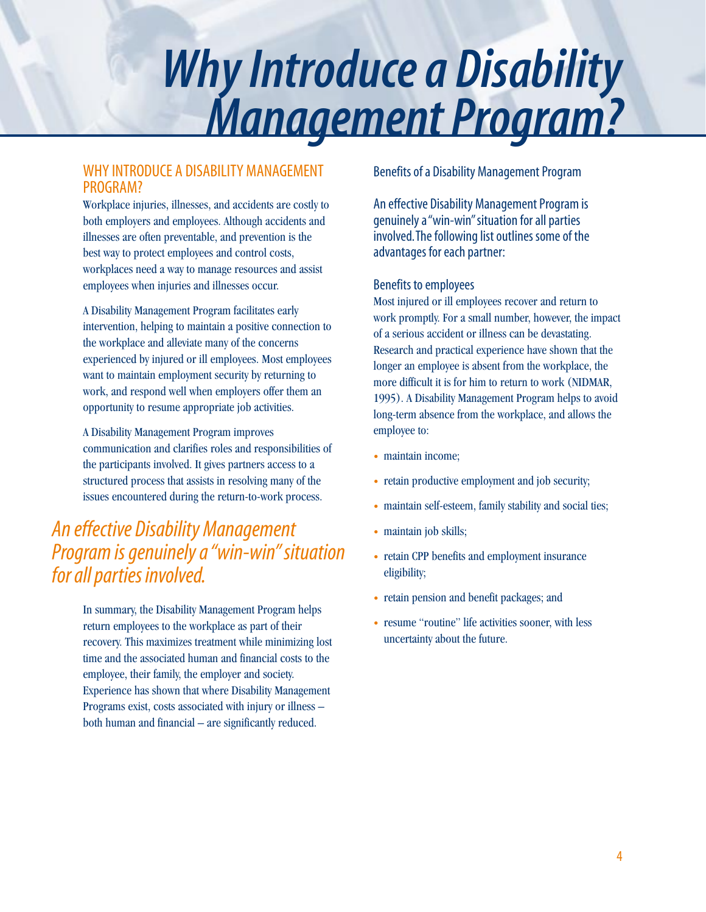# Why Introduce a Disability Management Program?

## WHY INTRODUCE A DISABILITY MANAGEMENT PROGRAM?

Workplace injuries, illnesses, and accidents are costly to both employers and employees. Although accidents and illnesses are often preventable, and prevention is the best way to protect employees and control costs, workplaces need a way to manage resources and assist employees when injuries and illnesses occur.

A Disability Management Program facilitates early intervention, helping to maintain a positive connection to the workplace and alleviate many of the concerns experienced by injured or ill employees. Most employees want to maintain employment security by returning to work, and respond well when employers offer them an opportunity to resume appropriate job activities.

A Disability Management Program improves communication and clarifies roles and responsibilities of the participants involved. It gives partners access to a structured process that assists in resolving many of the issues encountered during the return-to-work process.

*An effective Disability Management Program is genuinely a "win-win" situation for all parties involved.*

In summary, the Disability Management Program helps return employees to the workplace as part of their recovery. This maximizes treatment while minimizing lost time and the associated human and financial costs to the employee, their family, the employer and society. Experience has shown that where Disability Management Programs exist, costs associated with injury or illness – both human and financial – are significantly reduced.

### Benefits of a Disability Management Program

An effective Disability Management Program is genuinely a "win-win" situation for all parties involved. The following list outlines some of the advantages for each partner:

#### Benefits to employees

Most injured or ill employees recover and return to work promptly. For a small number, however, the impact of a serious accident or illness can be devastating. Research and practical experience have shown that the longer an employee is absent from the workplace, the more difficult it is for him to return to work (NIDMAR, 1995). A Disability Management Program helps to avoid long-term absence from the workplace, and allows the employee to:

- maintain income;
- retain productive employment and job security;
- maintain self-esteem, family stability and social ties;
- maintain job skills;
- retain CPP benefits and employment insurance eligibility;
- retain pension and benefit packages; and
- resume "routine" life activities sooner, with less uncertainty about the future.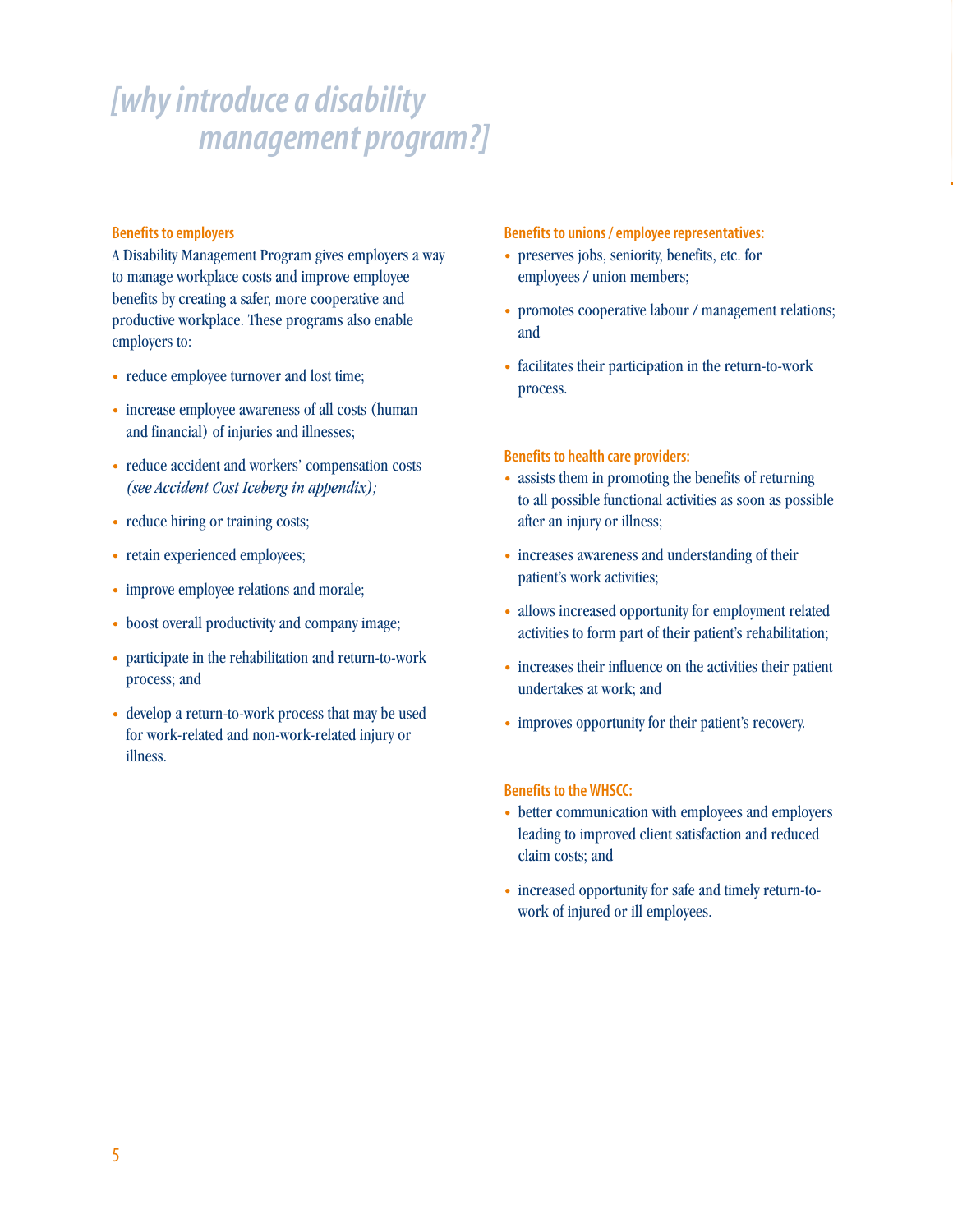# [why introduce a disability management program?]

### Benefits to employers

A Disability Management Program gives employers a way to manage workplace costs and improve employee benefits by creating a safer, more cooperative and productive workplace. These programs also enable employers to:

- reduce employee turnover and lost time;
- increase employee awareness of all costs (human and financial) of injuries and illnesses;
- reduce accident and workers' compensation costs *(see Accident Cost Iceberg in appendix);*
- reduce hiring or training costs;
- retain experienced employees;
- improve employee relations and morale;
- boost overall productivity and company image;
- participate in the rehabilitation and return-to-work process; and
- develop a return-to-work process that may be used for work-related and non-work-related injury or illness.

### Benefits to unions / employee representatives:

- preserves jobs, seniority, benefits, etc. for employees / union members;
- promotes cooperative labour / management relations; and
- facilitates their participation in the return-to-work process.

### Benefits to health care providers:

- assists them in promoting the benefits of returning to all possible functional activities as soon as possible after an injury or illness;
- increases awareness and understanding of their patient's work activities;
- allows increased opportunity for employment related activities to form part of their patient's rehabilitation;
- increases their influence on the activities their patient undertakes at work; and
- improves opportunity for their patient's recovery.

### Benefits to the WHSCC:

- better communication with employees and employers leading to improved client satisfaction and reduced claim costs; and
- increased opportunity for safe and timely return-to-work of injured or ill employees.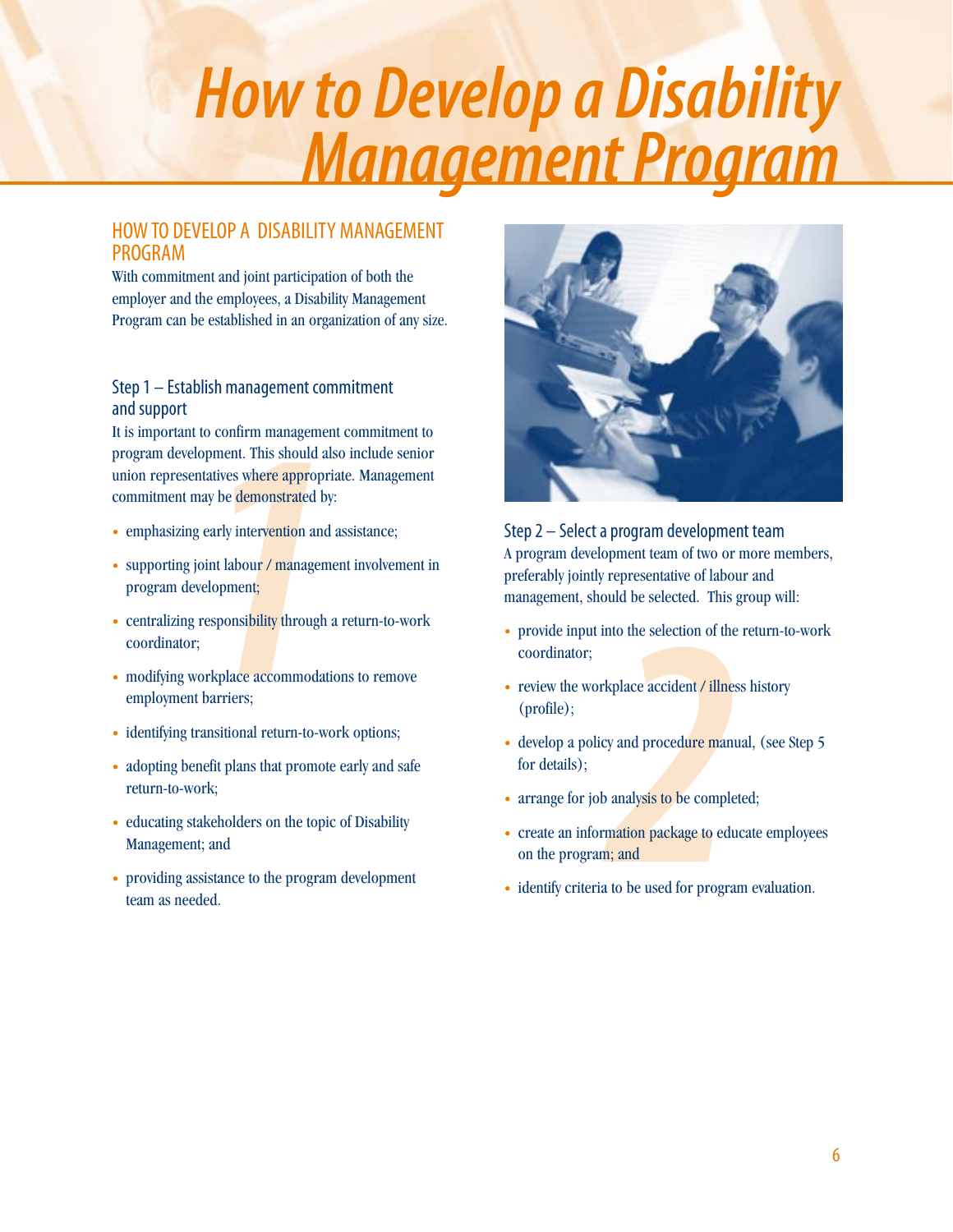# How to Develop a Disability Management Program

## HOW TO DEVELOP A DISABILITY MANAGEMENT PROGRAM

With commitment and joint participation of both the employer and the employees, a Disability Management Program can be established in an organization of any size.

### Step 1 – Establish management commitment and support

It is important to confirm management commitment to program development. This should also include senior union representatives where appropriate. Management commitment may be demonstrated by:

- emphasizing early intervention and assistance;
- supporting joint labour / management involvement in program development;
- centralizing responsibility through a return-to-work coordinator;
- modifying workplace accommodations to remove employment barriers;
- identifying transitional return-to-work options;
- adopting benefit plans that promote early and safe return-to-work;
- educating stakeholders on the topic of Disability Management; and
- providing assistance to the program development team as needed.

### Step 2 – Select a program development team

A program development team of two or more members, preferably jointly representative of labour and management, should be selected. This group will:

- provide input into the selection of the return-to-work coordinator;
- review the workplace accident / illness history (profile);
- develop a policy and procedure manual, (see Step 5 for details);
- arrange for job analysis to be completed;
- create an information package to educate employees on the program; and
- identify criteria to be used for program evaluation.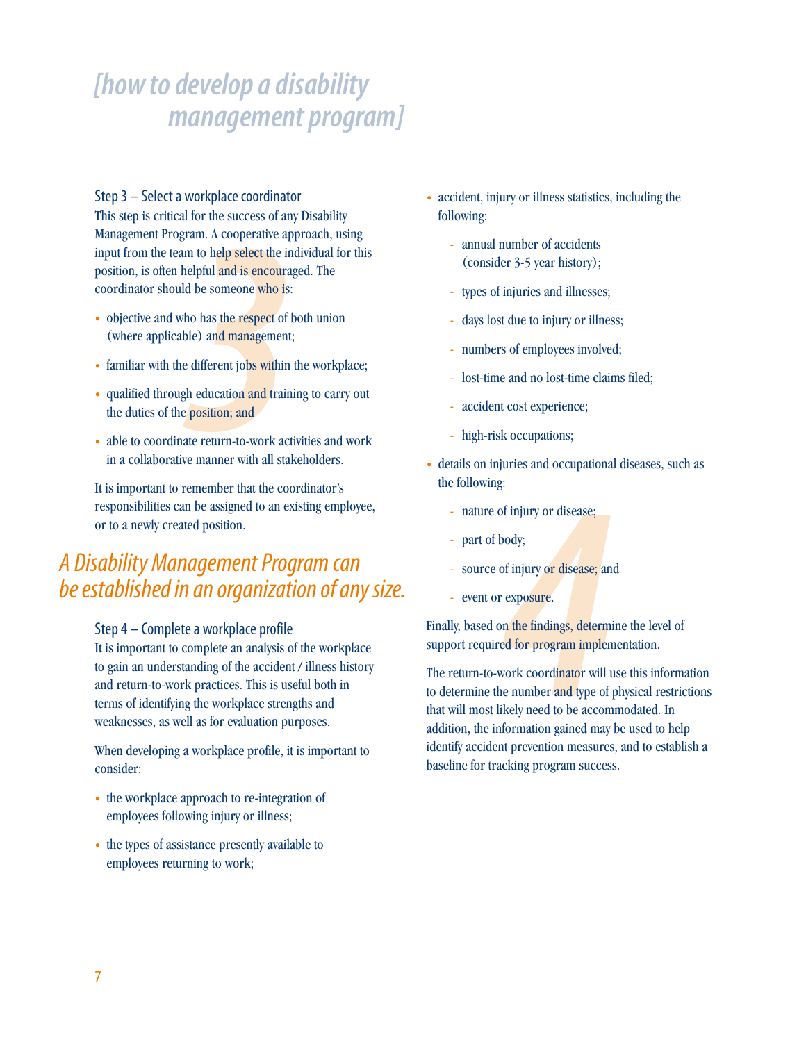# [how to develop a disability management program]

### Step 3 – Select a workplace coordinator

This step is critical for the success of any Disability Management Program. A cooperative approach, using input from the team to help select the individual for this position, is often helpful and is encouraged. The coordinator should be someone who is:

- objective and who has the respect of both union (where applicable) and management;
- familiar with the different jobs within the workplace;
- qualified through education and training to carry out the duties of the position; and
- able to coordinate return-to-work activities and work in a collaborative manner with all stakeholders.

It is important to remember that the coordinator's responsibilities can be assigned to an existing employee, or to a newly created position.

*A Disability Management Program can be established in an organization of any size.*

### Step 4 – Complete a workplace profile

It is important to complete an analysis of the workplace to gain an understanding of the accident / illness history and return-to-work practices. This is useful both in terms of identifying the workplace strengths and weaknesses, as well as for evaluation purposes.

When developing a workplace profile, it is important to consider:

- the workplace approach to re-integration of employees following injury or illness;
- the types of assistance presently available to employees returning to work;
- accident, injury or illness statistics, including the following:
  - annual number of accidents (consider 3-5 year history);
  - types of injuries and illnesses;
  - days lost due to injury or illness;
  - numbers of employees involved;
  - lost-time and no lost-time claims filed;
  - accident cost experience;
  - high-risk occupations;
- details on injuries and occupational diseases, such as the following:
  - nature of injury or disease;
  - part of body;
  - source of injury or disease; and
  - event or exposure.

Finally, based on the findings, determine the level of support required for program implementation.

The return-to-work coordinator will use this information to determine the number and type of physical restrictions that will most likely need to be accommodated. In addition, the information gained may be used to help identify accident prevention measures, and to establish a baseline for tracking program success.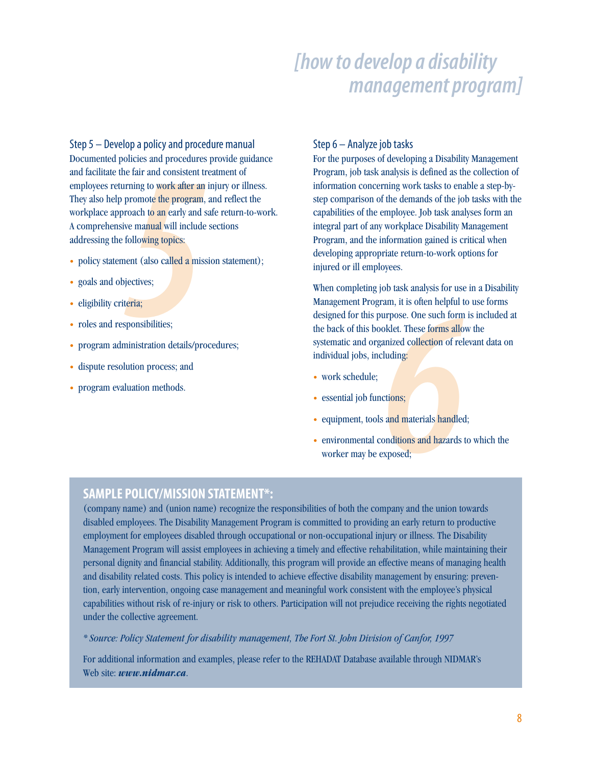## Step 5 – Develop a policy and procedure manual

Documented policies and procedures provide guidance and facilitate the fair and consistent treatment of employees returning to work after an injury or illness. They also help promote the program, and reflect the workplace approach to an early and safe return-to-work. A comprehensive manual will include sections addressing the following topics:

- policy statement (also called a mission statement);
- goals and objectives;
- eligibility criteria;
- roles and responsibilities;
- program administration details/procedures;
- dispute resolution process; and
- program evaluation methods.

## Step 6 – Analyze job tasks

For the purposes of developing a Disability Management Program, job task analysis is defined as the collection of information concerning work tasks to enable a step-by-step comparison of the demands of the job tasks with the capabilities of the employee. Job task analyses form an integral part of any workplace Disability Management Program, and the information gained is critical when developing appropriate return-to-work options for injured or ill employees.

When completing job task analysis for use in a Disability Management Program, it is often helpful to use forms designed for this purpose. One such form is included at the back of this booklet. These forms allow the systematic and organized collection of relevant data on individual jobs, including:

- work schedule;
- essential job functions;
- equipment, tools and materials handled;
- environmental conditions and hazards to which the worker may be exposed;

### SAMPLE POLICY/MISSION STATEMENT*:

(company name) and (union name) recognize the responsibilities of both the company and the union towards disabled employees. The Disability Management Program is committed to providing an early return to productive employment for employees disabled through occupational or non-occupational injury or illness. The Disability Management Program will assist employees in achieving a timely and effective rehabilitation, while maintaining their personal dignity and financial stability. Additionally, this program will provide an effective means of managing health and disability related costs. This policy is intended to achieve effective disability management by ensuring: prevention, early intervention, ongoing case management and meaningful work consistent with the employee's physical capabilities without risk of re-injury or risk to others. Participation will not prejudice receiving the rights negotiated under the collective agreement.

*\* Source: Policy Statement for disability management, The Fort St. John Division of Canfor, 1997*

For additional information and examples, please refer to the REHADAT Database available through NIDMAR's Web site: ***www.nidmar.ca***.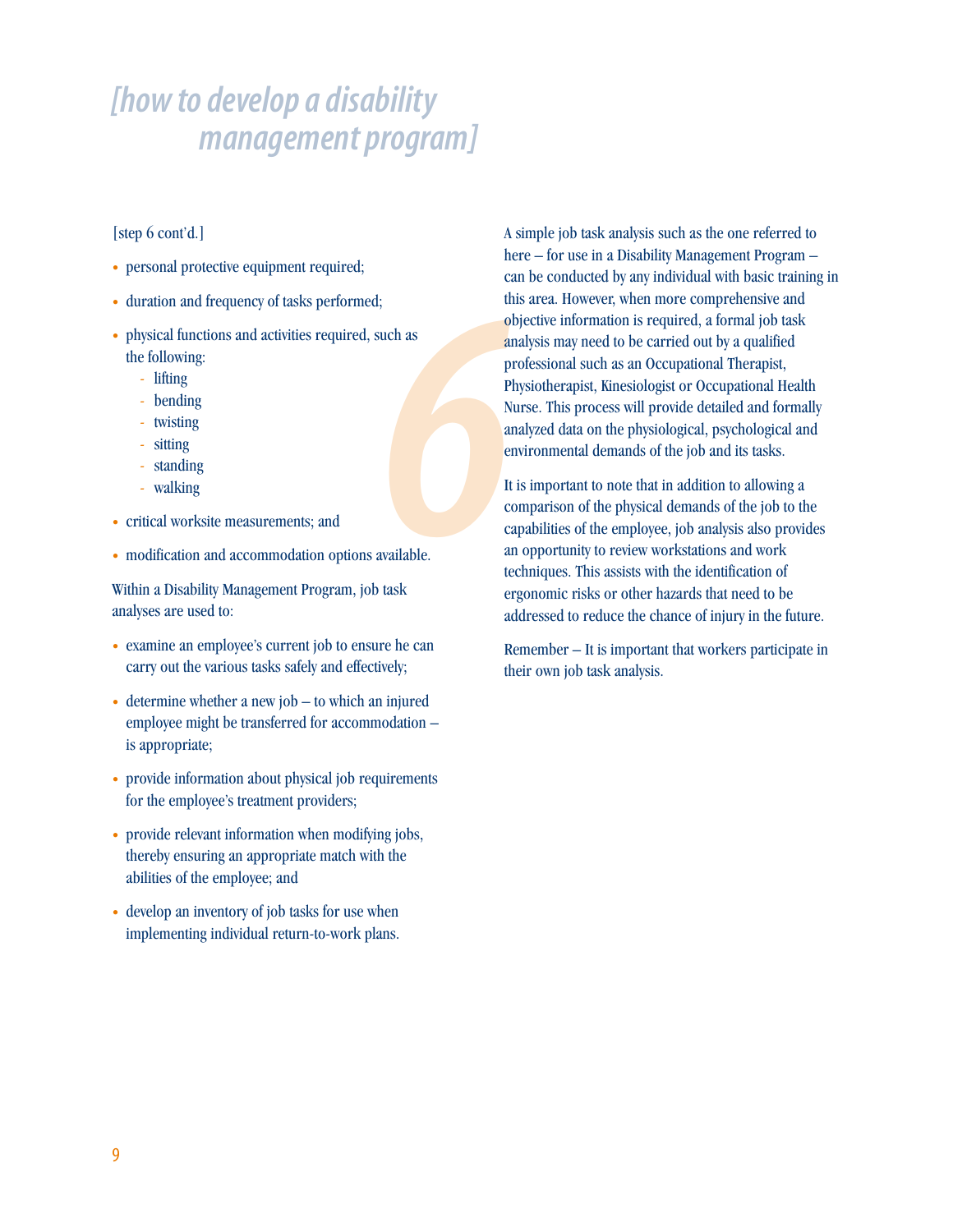# [how to develop a disability management program]

[step 6 cont'd.]

- personal protective equipment required;
- duration and frequency of tasks performed;
- physical functions and activities required, such as the following:
  - lifting
  - bending
  - twisting
  - sitting
  - standing
  - walking
- critical worksite measurements; and
- modification and accommodation options available.

Within a Disability Management Program, job task analyses are used to:

- examine an employee's current job to ensure he can carry out the various tasks safely and effectively;
- determine whether a new job – to which an injured employee might be transferred for accommodation – is appropriate;
- provide information about physical job requirements for the employee's treatment providers;
- provide relevant information when modifying jobs, thereby ensuring an appropriate match with the abilities of the employee; and
- develop an inventory of job tasks for use when implementing individual return-to-work plans.

A simple job task analysis such as the one referred to here – for use in a Disability Management Program – can be conducted by any individual with basic training in this area. However, when more comprehensive and objective information is required, a formal job task analysis may need to be carried out by a qualified professional such as an Occupational Therapist, Physiotherapist, Kinesiologist or Occupational Health Nurse. This process will provide detailed and formally analyzed data on the physiological, psychological and environmental demands of the job and its tasks.

It is important to note that in addition to allowing a comparison of the physical demands of the job to the capabilities of the employee, job analysis also provides an opportunity to review workstations and work techniques. This assists with the identification of ergonomic risks or other hazards that need to be addressed to reduce the chance of injury in the future.

Remember – It is important that workers participate in their own job task analysis.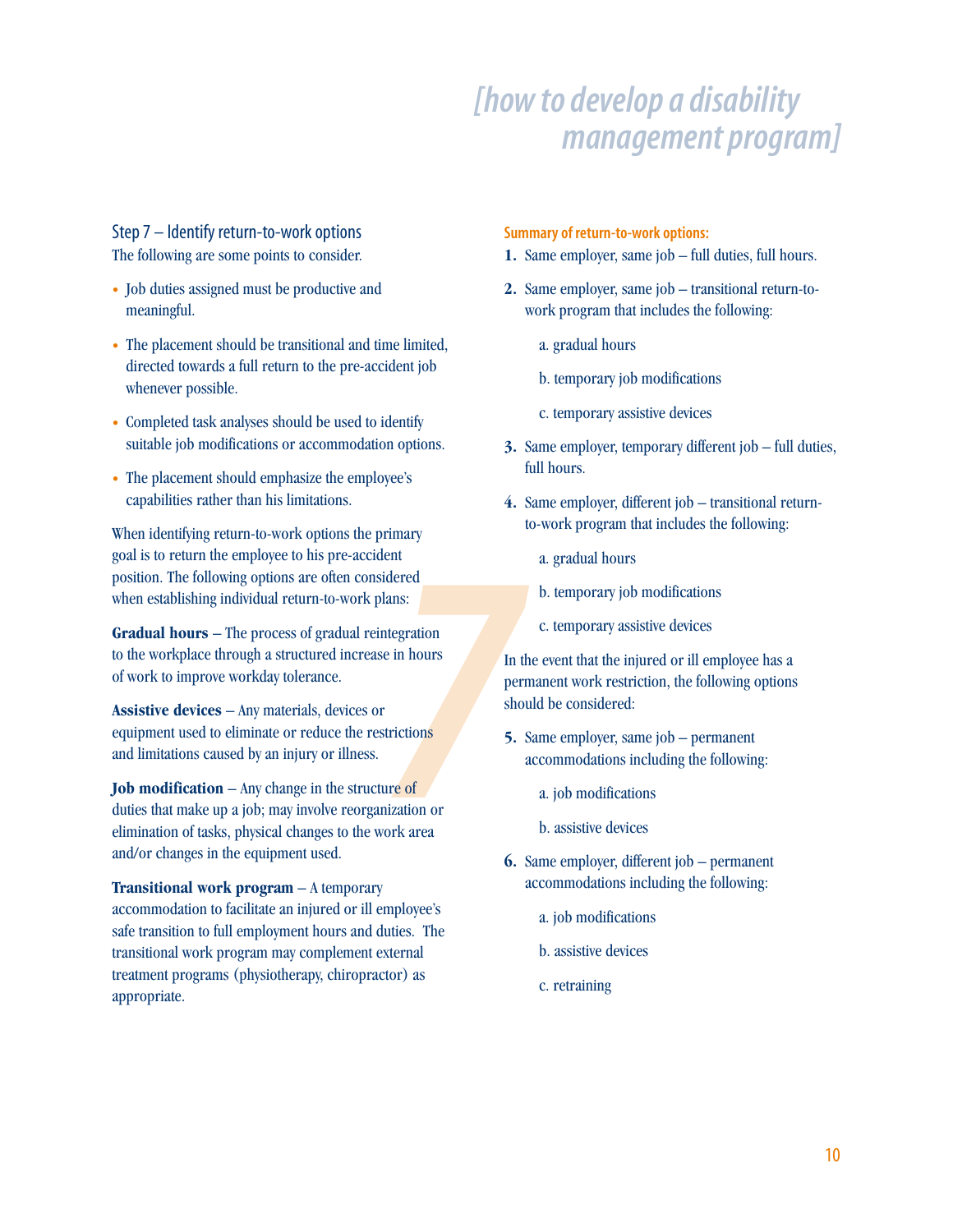## Step 7 – Identify return-to-work options

The following are some points to consider.

- Job duties assigned must be productive and meaningful.
- The placement should be transitional and time limited, directed towards a full return to the pre-accident job whenever possible.
- Completed task analyses should be used to identify suitable job modifications or accommodation options.
- The placement should emphasize the employee's capabilities rather than his limitations.

When identifying return-to-work options the primary goal is to return the employee to his pre-accident position. The following options are often considered when establishing individual return-to-work plans:

**Gradual hours** – The process of gradual reintegration to the workplace through a structured increase in hours of work to improve workday tolerance.

**Assistive devices** – Any materials, devices or equipment used to eliminate or reduce the restrictions and limitations caused by an injury or illness.

**Job modification** – Any change in the structure of duties that make up a job; may involve reorganization or elimination of tasks, physical changes to the work area and/or changes in the equipment used.

**Transitional work program** – A temporary accommodation to facilitate an injured or ill employee's safe transition to full employment hours and duties. The transitional work program may complement external treatment programs (physiotherapy, chiropractor) as appropriate.

**Summary of return-to-work options:**

1. Same employer, same job – full duties, full hours.
2. Same employer, same job – transitional return-to-work program that includes the following:
   a. gradual hours
   b. temporary job modifications
   c. temporary assistive devices
3. Same employer, temporary different job – full duties, full hours.
4. Same employer, different job – transitional return-to-work program that includes the following:
   a. gradual hours
   b. temporary job modifications
   c. temporary assistive devices

In the event that the injured or ill employee has a permanent work restriction, the following options should be considered:

5. Same employer, same job – permanent accommodations including the following:
   a. job modifications
   b. assistive devices
6. Same employer, different job – permanent accommodations including the following:
   a. job modifications
   b. assistive devices
   c. retraining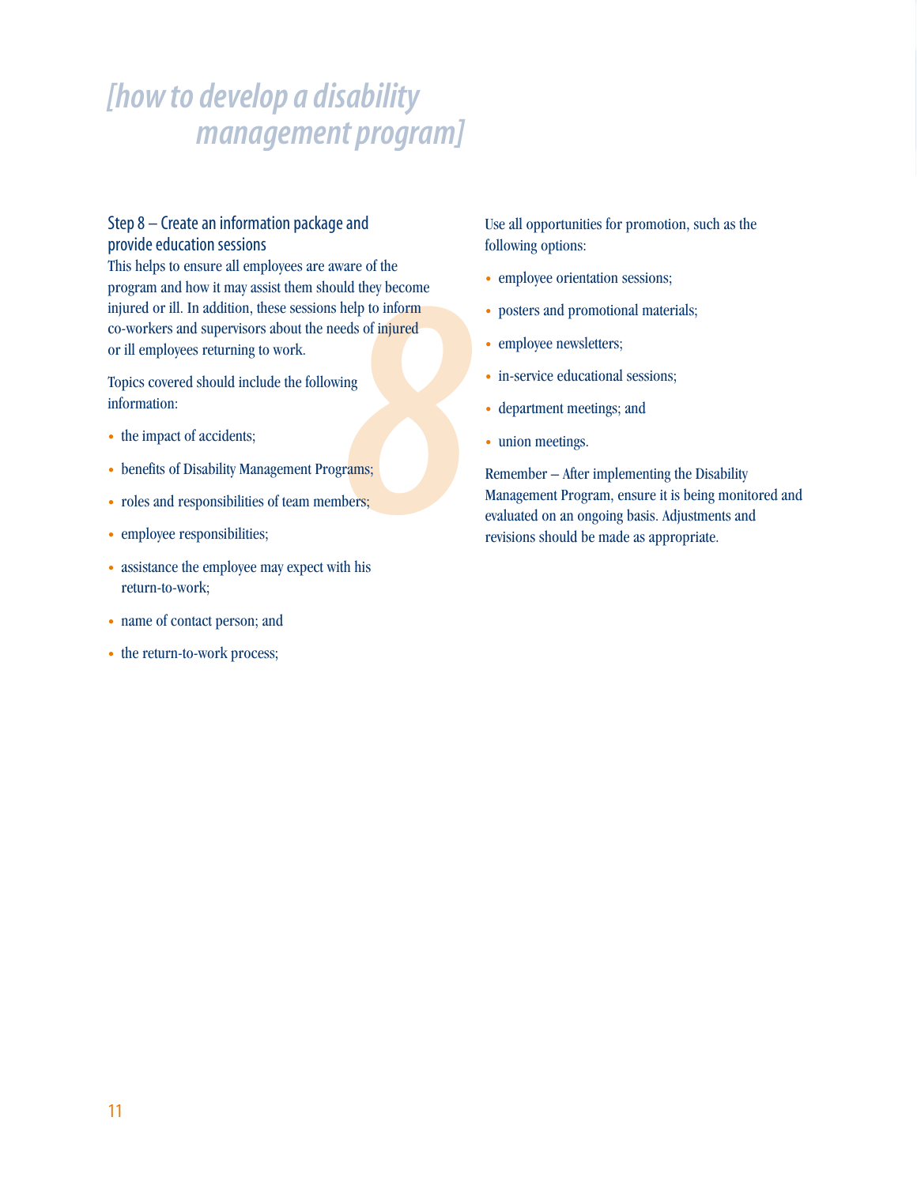## Step 8 – Create an information package and provide education sessions

This helps to ensure all employees are aware of the program and how it may assist them should they become injured or ill. In addition, these sessions help to inform co-workers and supervisors about the needs of injured or ill employees returning to work.

Topics covered should include the following information:

- the impact of accidents;
- benefits of Disability Management Programs;
- roles and responsibilities of team members;
- employee responsibilities;
- assistance the employee may expect with his return-to-work;
- name of contact person; and
- the return-to-work process;

Use all opportunities for promotion, such as the following options:

- employee orientation sessions;
- posters and promotional materials;
- employee newsletters;
- in-service educational sessions;
- department meetings; and
- union meetings.

Remember – After implementing the Disability Management Program, ensure it is being monitored and evaluated on an ongoing basis. Adjustments and revisions should be made as appropriate.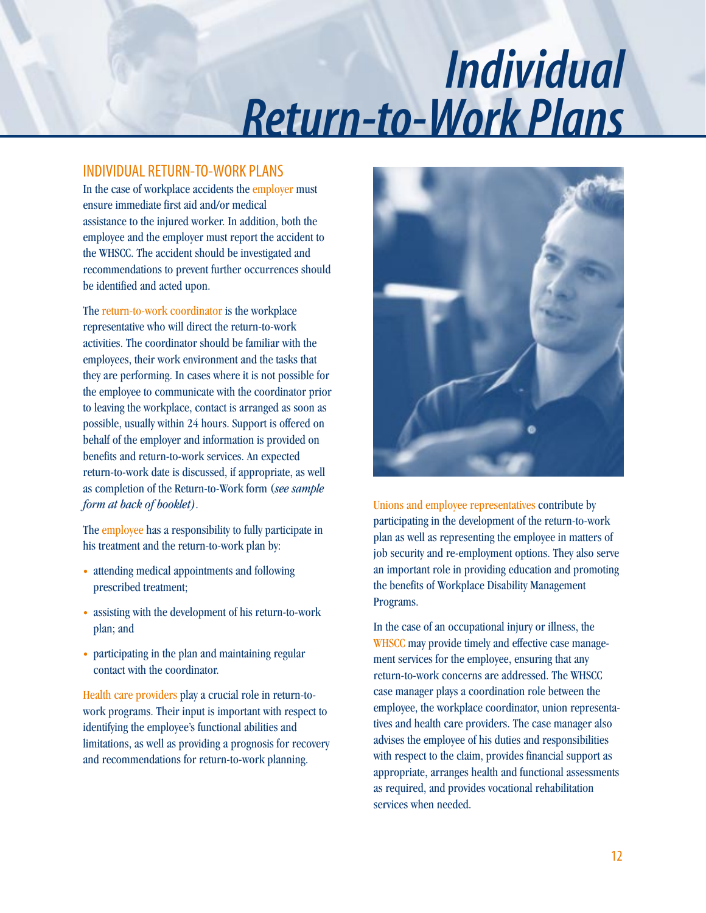# Individual Return-to-Work Plans

## INDIVIDUAL RETURN-TO-WORK PLANS

In the case of workplace accidents the employer must ensure immediate first aid and/or medical assistance to the injured worker. In addition, both the employee and the employer must report the accident to the WHSCC. The accident should be investigated and recommendations to prevent further occurrences should be identified and acted upon.

The return-to-work coordinator is the workplace representative who will direct the return-to-work activities. The coordinator should be familiar with the employees, their work environment and the tasks that they are performing. In cases where it is not possible for the employee to communicate with the coordinator prior to leaving the workplace, contact is arranged as soon as possible, usually within 24 hours. Support is offered on behalf of the employer and information is provided on benefits and return-to-work services. An expected return-to-work date is discussed, if appropriate, as well as completion of the Return-to-Work form (*see sample form at back of booklet)*.

The employee has a responsibility to fully participate in his treatment and the return-to-work plan by:

- attending medical appointments and following prescribed treatment;
- assisting with the development of his return-to-work plan; and
- participating in the plan and maintaining regular contact with the coordinator.

Health care providers play a crucial role in return-to-work programs. Their input is important with respect to identifying the employee's functional abilities and limitations, as well as providing a prognosis for recovery and recommendations for return-to-work planning.

Unions and employee representatives contribute by participating in the development of the return-to-work plan as well as representing the employee in matters of job security and re-employment options. They also serve an important role in providing education and promoting the benefits of Workplace Disability Management Programs.

In the case of an occupational injury or illness, the WHSCC may provide timely and effective case management services for the employee, ensuring that any return-to-work concerns are addressed. The WHSCC case manager plays a coordination role between the employee, the workplace coordinator, union representatives and health care providers. The case manager also advises the employee of his duties and responsibilities with respect to the claim, provides financial support as appropriate, arranges health and functional assessments as required, and provides vocational rehabilitation services when needed.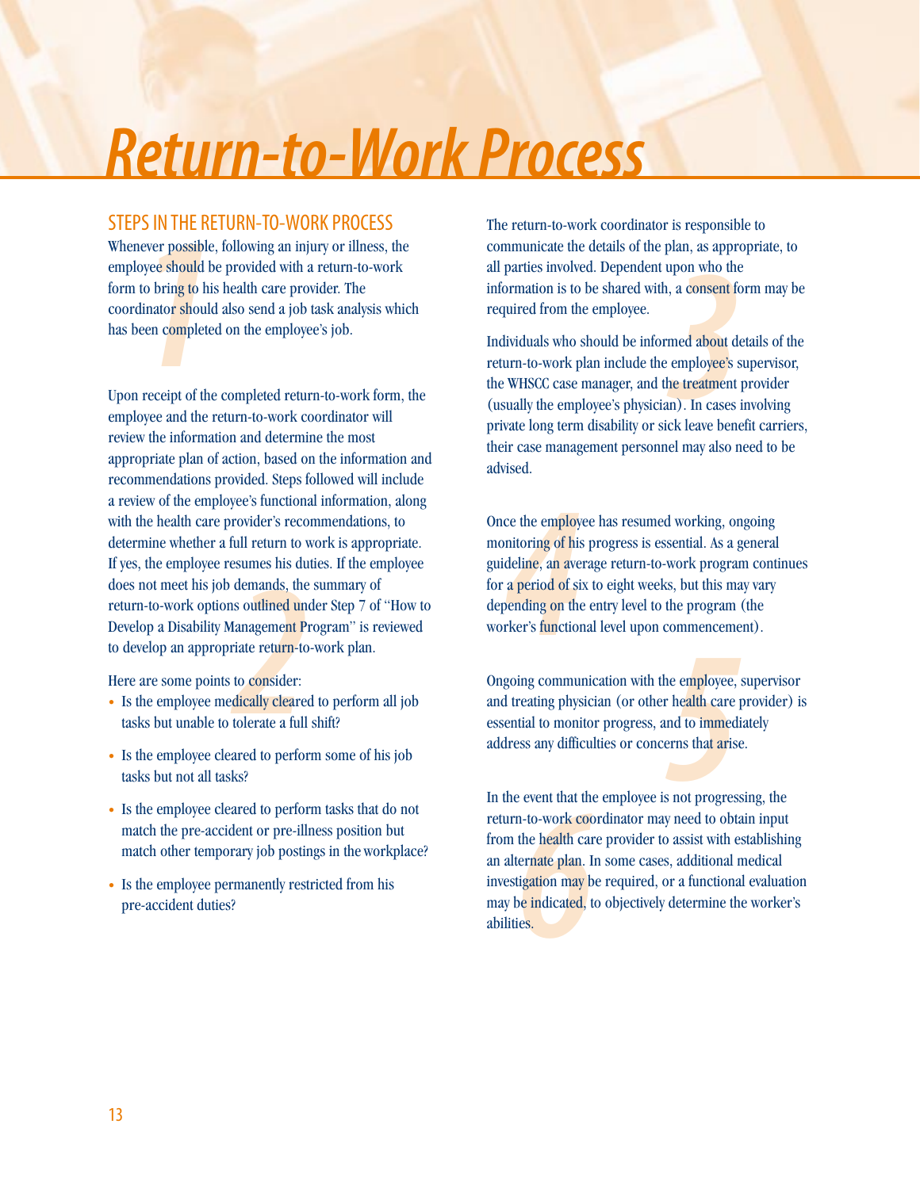# Return-to-Work Process

## STEPS IN THE RETURN-TO-WORK PROCESS

Whenever possible, following an injury or illness, the employee should be provided with a return-to-work form to bring to his health care provider. The coordinator should also send a job task analysis which has been completed on the employee's job.

Upon receipt of the completed return-to-work form, the employee and the return-to-work coordinator will review the information and determine the most appropriate plan of action, based on the information and recommendations provided. Steps followed will include a review of the employee's functional information, along with the health care provider's recommendations, to determine whether a full return to work is appropriate. If yes, the employee resumes his duties. If the employee does not meet his job demands, the summary of return-to-work options outlined under Step 7 of "How to Develop a Disability Management Program" is reviewed to develop an appropriate return-to-work plan.

Here are some points to consider:

- Is the employee medically cleared to perform all job tasks but unable to tolerate a full shift?
- Is the employee cleared to perform some of his job tasks but not all tasks?
- Is the employee cleared to perform tasks that do not match the pre-accident or pre-illness position but match other temporary job postings in the workplace?
- Is the employee permanently restricted from his pre-accident duties?

The return-to-work coordinator is responsible to communicate the details of the plan, as appropriate, to all parties involved. Dependent upon who the information is to be shared with, a consent form may be required from the employee.

Individuals who should be informed about details of the return-to-work plan include the employee's supervisor, the WHSCC case manager, and the treatment provider (usually the employee's physician). In cases involving private long term disability or sick leave benefit carriers, their case management personnel may also need to be advised.

Once the employee has resumed working, ongoing monitoring of his progress is essential. As a general guideline, an average return-to-work program continues for a period of six to eight weeks, but this may vary depending on the entry level to the program (the worker's functional level upon commencement).

Ongoing communication with the employee, supervisor and treating physician (or other health care provider) is essential to monitor progress, and to immediately address any difficulties or concerns that arise.

In the event that the employee is not progressing, the return-to-work coordinator may need to obtain input from the health care provider to assist with establishing an alternate plan. In some cases, additional medical investigation may be required, or a functional evaluation may be indicated, to objectively determine the worker's abilities.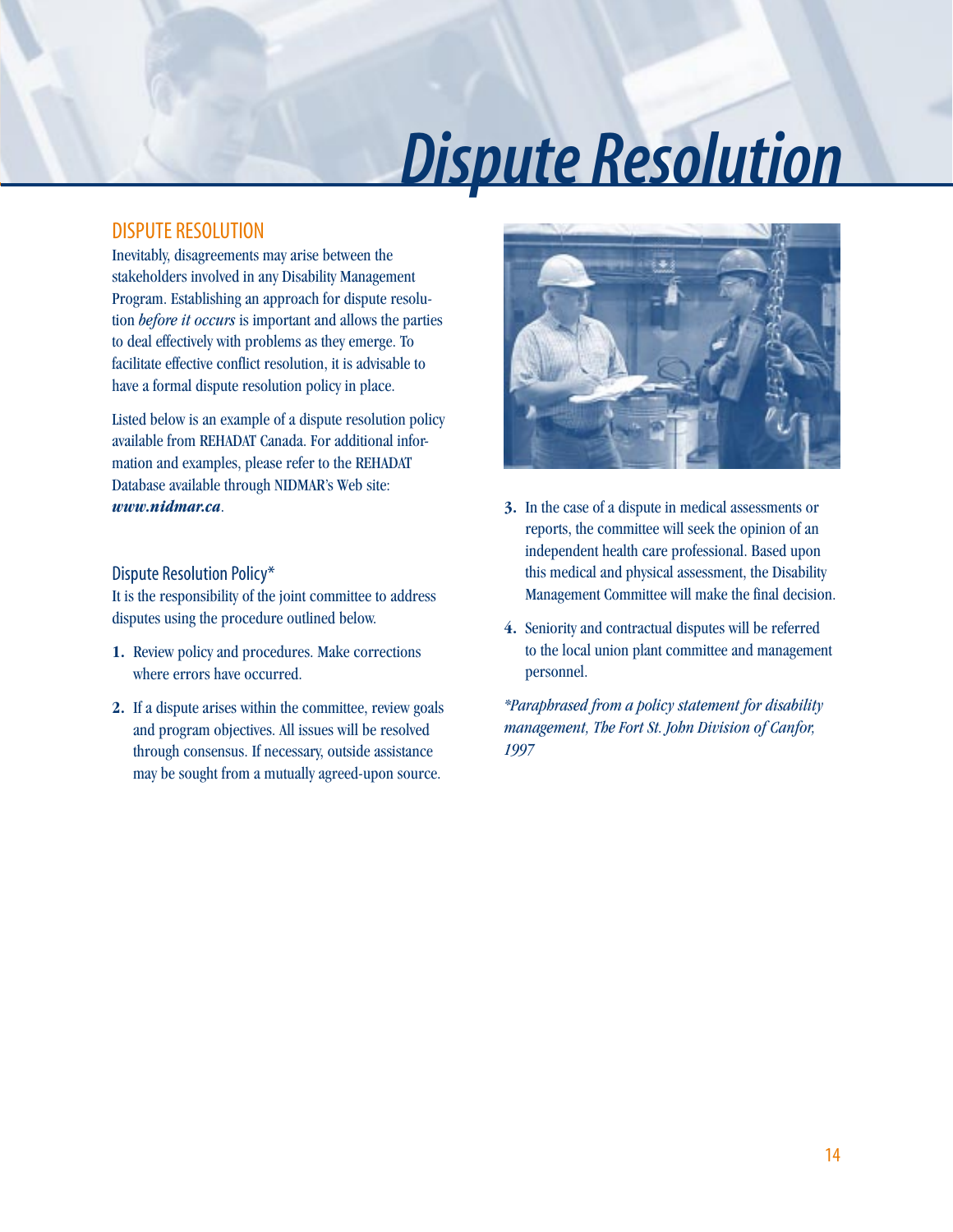# Dispute Resolution

## DISPUTE RESOLUTION

Inevitably, disagreements may arise between the stakeholders involved in any Disability Management Program. Establishing an approach for dispute resolution *before it occurs* is important and allows the parties to deal effectively with problems as they emerge. To facilitate effective conflict resolution, it is advisable to have a formal dispute resolution policy in place.

Listed below is an example of a dispute resolution policy available from REHADAT Canada. For additional information and examples, please refer to the REHADAT Database available through NIDMAR's Web site: ***www.nidmar.ca***.

### Dispute Resolution Policy*

It is the responsibility of the joint committee to address disputes using the procedure outlined below.

1. Review policy and procedures. Make corrections where errors have occurred.
2. If a dispute arises within the committee, review goals and program objectives. All issues will be resolved through consensus. If necessary, outside assistance may be sought from a mutually agreed-upon source.
3. In the case of a dispute in medical assessments or reports, the committee will seek the opinion of an independent health care professional. Based upon this medical and physical assessment, the Disability Management Committee will make the final decision.
4. Seniority and contractual disputes will be referred to the local union plant committee and management personnel.

*\*Paraphrased from a policy statement for disability management, The Fort St. John Division of Canfor, 1997*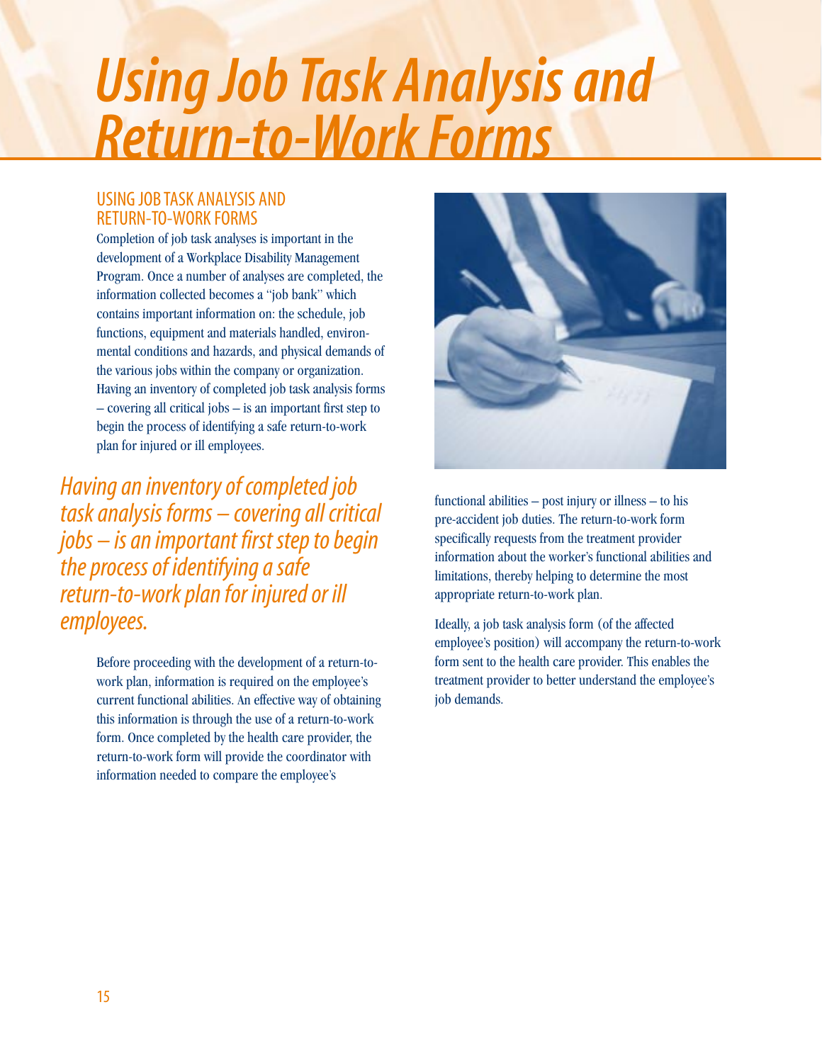# Using Job Task Analysis and Return-to-Work Forms

## USING JOB TASK ANALYSIS AND RETURN-TO-WORK FORMS

Completion of job task analyses is important in the development of a Workplace Disability Management Program. Once a number of analyses are completed, the information collected becomes a "job bank" which contains important information on: the schedule, job functions, equipment and materials handled, environmental conditions and hazards, and physical demands of the various jobs within the company or organization. Having an inventory of completed job task analysis forms – covering all critical jobs – is an important first step to begin the process of identifying a safe return-to-work plan for injured or ill employees.

*Having an inventory of completed job task analysis forms – covering all critical jobs – is an important first step to begin the process of identifying a safe return-to-work plan for injured or ill employees.*

Before proceeding with the development of a return-to-work plan, information is required on the employee's current functional abilities. An effective way of obtaining this information is through the use of a return-to-work form. Once completed by the health care provider, the return-to-work form will provide the coordinator with information needed to compare the employee's functional abilities – post injury or illness – to his pre-accident job duties. The return-to-work form specifically requests from the treatment provider information about the worker's functional abilities and limitations, thereby helping to determine the most appropriate return-to-work plan.

Ideally, a job task analysis form (of the affected employee's position) will accompany the return-to-work form sent to the health care provider. This enables the treatment provider to better understand the employee's job demands.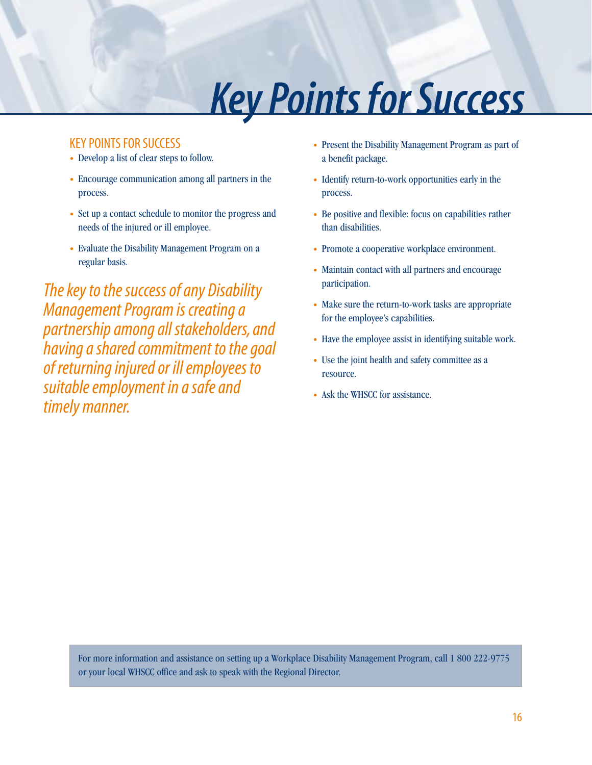# Key Points for Success

## KEY POINTS FOR SUCCESS

- Develop a list of clear steps to follow.
- Encourage communication among all partners in the process.
- Set up a contact schedule to monitor the progress and needs of the injured or ill employee.
- Evaluate the Disability Management Program on a regular basis.

*The key to the success of any Disability Management Program is creating a partnership among all stakeholders, and having a shared commitment to the goal of returning injured or ill employees to suitable employment in a safe and timely manner.*

- Present the Disability Management Program as part of a benefit package.
- Identify return-to-work opportunities early in the process.
- Be positive and flexible: focus on capabilities rather than disabilities.
- Promote a cooperative workplace environment.
- Maintain contact with all partners and encourage participation.
- Make sure the return-to-work tasks are appropriate for the employee's capabilities.
- Have the employee assist in identifying suitable work.
- Use the joint health and safety committee as a resource.
- Ask the WHSCC for assistance.

For more information and assistance on setting up a Workplace Disability Management Program, call 1 800 222-9775 or your local WHSCC office and ask to speak with the Regional Director.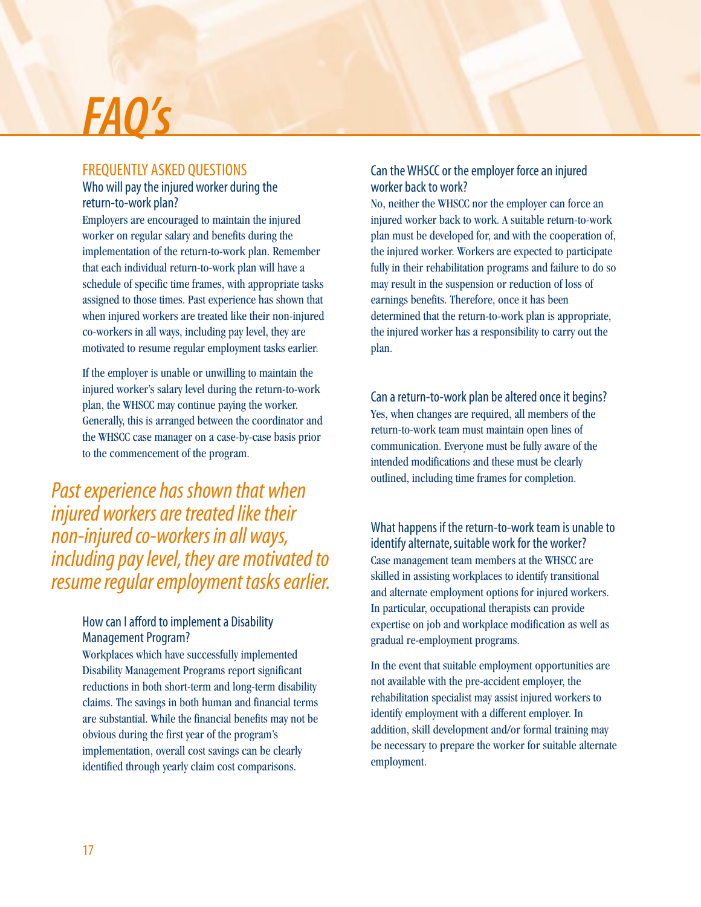# FAQ's

## FREQUENTLY ASKED QUESTIONS

### Who will pay the injured worker during the return-to-work plan?

Employers are encouraged to maintain the injured worker on regular salary and benefits during the implementation of the return-to-work plan. Remember that each individual return-to-work plan will have a schedule of specific time frames, with appropriate tasks assigned to those times. Past experience has shown that when injured workers are treated like their non-injured co-workers in all ways, including pay level, they are motivated to resume regular employment tasks earlier.

If the employer is unable or unwilling to maintain the injured worker's salary level during the return-to-work plan, the WHSCC may continue paying the worker. Generally, this is arranged between the coordinator and the WHSCC case manager on a case-by-case basis prior to the commencement of the program.

*Past experience has shown that when injured workers are treated like their non-injured co-workers in all ways, including pay level, they are motivated to resume regular employment tasks earlier.*

### How can I afford to implement a Disability Management Program?

Workplaces which have successfully implemented Disability Management Programs report significant reductions in both short-term and long-term disability claims. The savings in both human and financial terms are substantial. While the financial benefits may not be obvious during the first year of the program's implementation, overall cost savings can be clearly identified through yearly claim cost comparisons.

### Can the WHSCC or the employer force an injured worker back to work?

No, neither the WHSCC nor the employer can force an injured worker back to work. A suitable return-to-work plan must be developed for, and with the cooperation of, the injured worker. Workers are expected to participate fully in their rehabilitation programs and failure to do so may result in the suspension or reduction of loss of earnings benefits. Therefore, once it has been determined that the return-to-work plan is appropriate, the injured worker has a responsibility to carry out the plan.

### Can a return-to-work plan be altered once it begins?

Yes, when changes are required, all members of the return-to-work team must maintain open lines of communication. Everyone must be fully aware of the intended modifications and these must be clearly outlined, including time frames for completion.

### What happens if the return-to-work team is unable to identify alternate, suitable work for the worker?

Case management team members at the WHSCC are skilled in assisting workplaces to identify transitional and alternate employment options for injured workers. In particular, occupational therapists can provide expertise on job and workplace modification as well as gradual re-employment programs.

In the event that suitable employment opportunities are not available with the pre-accident employer, the rehabilitation specialist may assist injured workers to identify employment with a different employer. In addition, skill development and/or formal training may be necessary to prepare the worker for suitable alternate employment.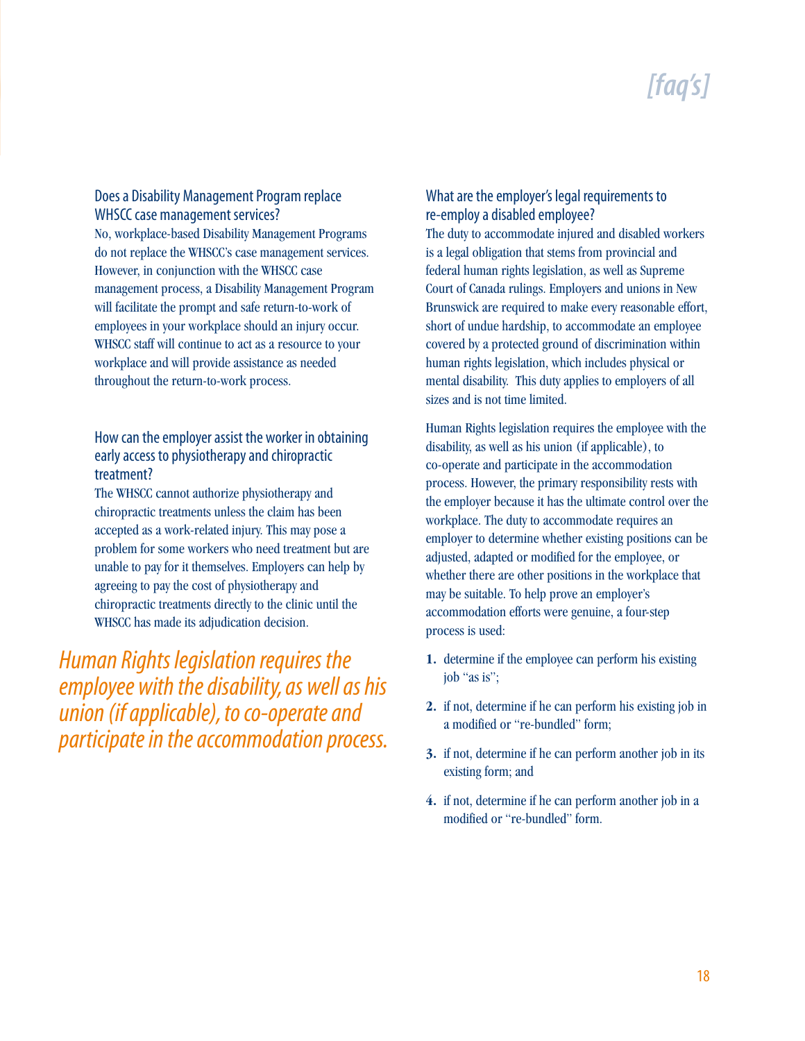# [faq's]

### Does a Disability Management Program replace WHSCC case management services?

No, workplace-based Disability Management Programs do not replace the WHSCC's case management services. However, in conjunction with the WHSCC case management process, a Disability Management Program will facilitate the prompt and safe return-to-work of employees in your workplace should an injury occur. WHSCC staff will continue to act as a resource to your workplace and will provide assistance as needed throughout the return-to-work process.

### How can the employer assist the worker in obtaining early access to physiotherapy and chiropractic treatment?

The WHSCC cannot authorize physiotherapy and chiropractic treatments unless the claim has been accepted as a work-related injury. This may pose a problem for some workers who need treatment but are unable to pay for it themselves. Employers can help by agreeing to pay the cost of physiotherapy and chiropractic treatments directly to the clinic until the WHSCC has made its adjudication decision.

*Human Rights legislation requires the employee with the disability, as well as his union (if applicable), to co-operate and participate in the accommodation process.*

### What are the employer's legal requirements to re-employ a disabled employee?

The duty to accommodate injured and disabled workers is a legal obligation that stems from provincial and federal human rights legislation, as well as Supreme Court of Canada rulings. Employers and unions in New Brunswick are required to make every reasonable effort, short of undue hardship, to accommodate an employee covered by a protected ground of discrimination within human rights legislation, which includes physical or mental disability. This duty applies to employers of all sizes and is not time limited.

Human Rights legislation requires the employee with the disability, as well as his union (if applicable), to co-operate and participate in the accommodation process. However, the primary responsibility rests with the employer because it has the ultimate control over the workplace. The duty to accommodate requires an employer to determine whether existing positions can be adjusted, adapted or modified for the employee, or whether there are other positions in the workplace that may be suitable. To help prove an employer's accommodation efforts were genuine, a four-step process is used:

1. determine if the employee can perform his existing job "as is";
2. if not, determine if he can perform his existing job in a modified or "re-bundled" form;
3. if not, determine if he can perform another job in its existing form; and
4. if not, determine if he can perform another job in a modified or "re-bundled" form.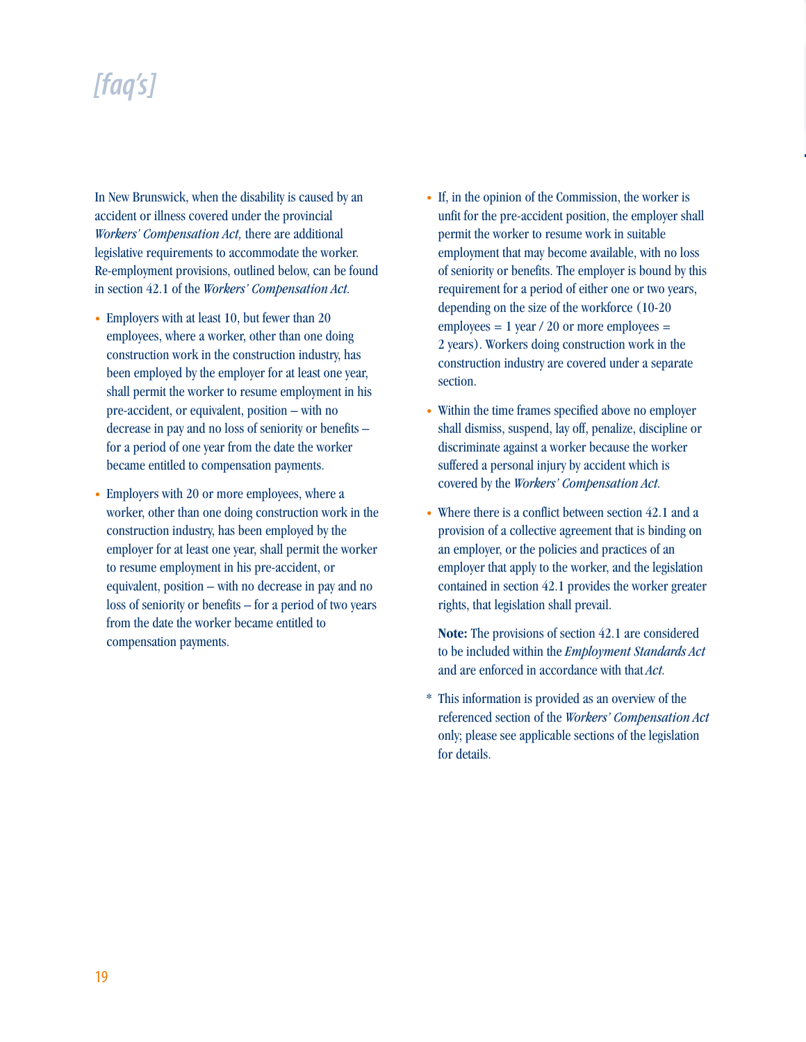# *[faq's]*

In New Brunswick, when the disability is caused by an accident or illness covered under the provincial *Workers' Compensation Act,* there are additional legislative requirements to accommodate the worker. Re-employment provisions, outlined below, can be found in section 42.1 of the *Workers' Compensation Act.*

- Employers with at least 10, but fewer than 20 employees, where a worker, other than one doing construction work in the construction industry, has been employed by the employer for at least one year, shall permit the worker to resume employment in his pre-accident, or equivalent, position – with no decrease in pay and no loss of seniority or benefits – for a period of one year from the date the worker became entitled to compensation payments.

- Employers with 20 or more employees, where a worker, other than one doing construction work in the construction industry, has been employed by the employer for at least one year, shall permit the worker to resume employment in his pre-accident, or equivalent, position – with no decrease in pay and no loss of seniority or benefits – for a period of two years from the date the worker became entitled to compensation payments.

- If, in the opinion of the Commission, the worker is unfit for the pre-accident position, the employer shall permit the worker to resume work in suitable employment that may become available, with no loss of seniority or benefits. The employer is bound by this requirement for a period of either one or two years, depending on the size of the workforce (10-20 employees = 1 year / 20 or more employees = 2 years). Workers doing construction work in the construction industry are covered under a separate section.

- Within the time frames specified above no employer shall dismiss, suspend, lay off, penalize, discipline or discriminate against a worker because the worker suffered a personal injury by accident which is covered by the *Workers' Compensation Act.*

- Where there is a conflict between section 42.1 and a provision of a collective agreement that is binding on an employer, or the policies and practices of an employer that apply to the worker, and the legislation contained in section 42.1 provides the worker greater rights, that legislation shall prevail.

  **Note:** The provisions of section 42.1 are considered to be included within the *Employment Standards Act* and are enforced in accordance with that *Act.*

\* This information is provided as an overview of the referenced section of the *Workers' Compensation Act* only; please see applicable sections of the legislation for details.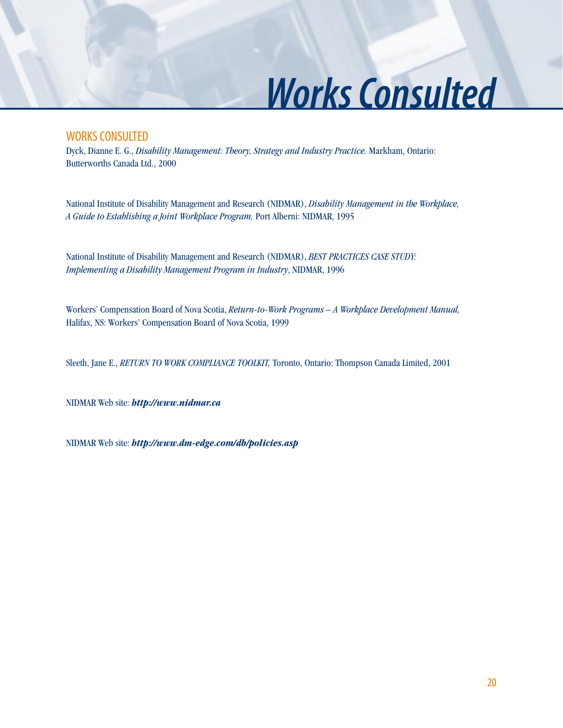# Works Consulted

## WORKS CONSULTED

Dyck, Dianne E. G., *Disability Management: Theory, Strategy and Industry Practice.* Markham, Ontario: Butterworths Canada Ltd., 2000

National Institute of Disability Management and Research (NIDMAR), *Disability Management in the Workplace, A Guide to Establishing a Joint Workplace Program,* Port Alberni: NIDMAR, 1995

National Institute of Disability Management and Research (NIDMAR), *BEST PRACTICES CASE STUDY: Implementing a Disability Management Program in Industry*, NIDMAR, 1996

Workers' Compensation Board of Nova Scotia, *Return-to-Work Programs – A Workplace Development Manual,* Halifax, NS: Workers' Compensation Board of Nova Scotia, 1999

Sleeth, Jane E., *RETURN TO WORK COMPLIANCE TOOLKIT,* Toronto, Ontario: Thompson Canada Limited, 2001

NIDMAR Web site: ***http://www.nidmar.ca***

NIDMAR Web site: ***http://www.dm-edge.com/db/policies.asp***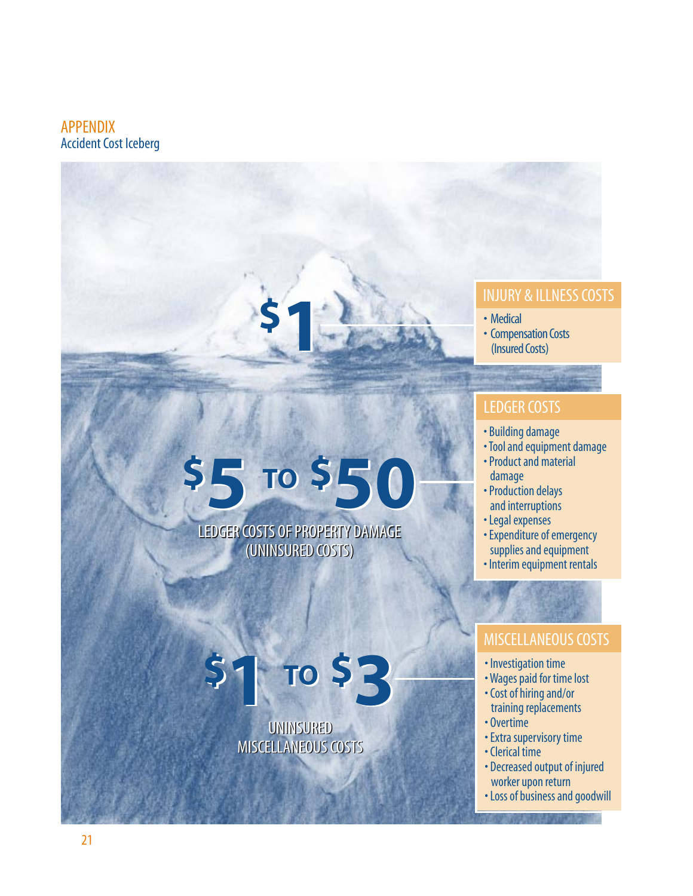APPENDIX

## Accident Cost Iceberg

**$1**

### INJURY & ILLNESS COSTS

- Medical
- Compensation Costs (Insured Costs)

**$5 TO $50**

LEDGER COSTS OF PROPERTY DAMAGE (UNINSURED COSTS)

### LEDGER COSTS

- Building damage
- Tool and equipment damage
- Product and material damage
- Production delays and interruptions
- Legal expenses
- Expenditure of emergency supplies and equipment
- Interim equipment rentals

**$1 TO $3**

UNINSURED MISCELLANEOUS COSTS

### MISCELLANEOUS COSTS

- Investigation time
- Wages paid for time lost
- Cost of hiring and/or training replacements
- Overtime
- Extra supervisory time
- Clerical time
- Decreased output of injured worker upon return
- Loss of business and goodwill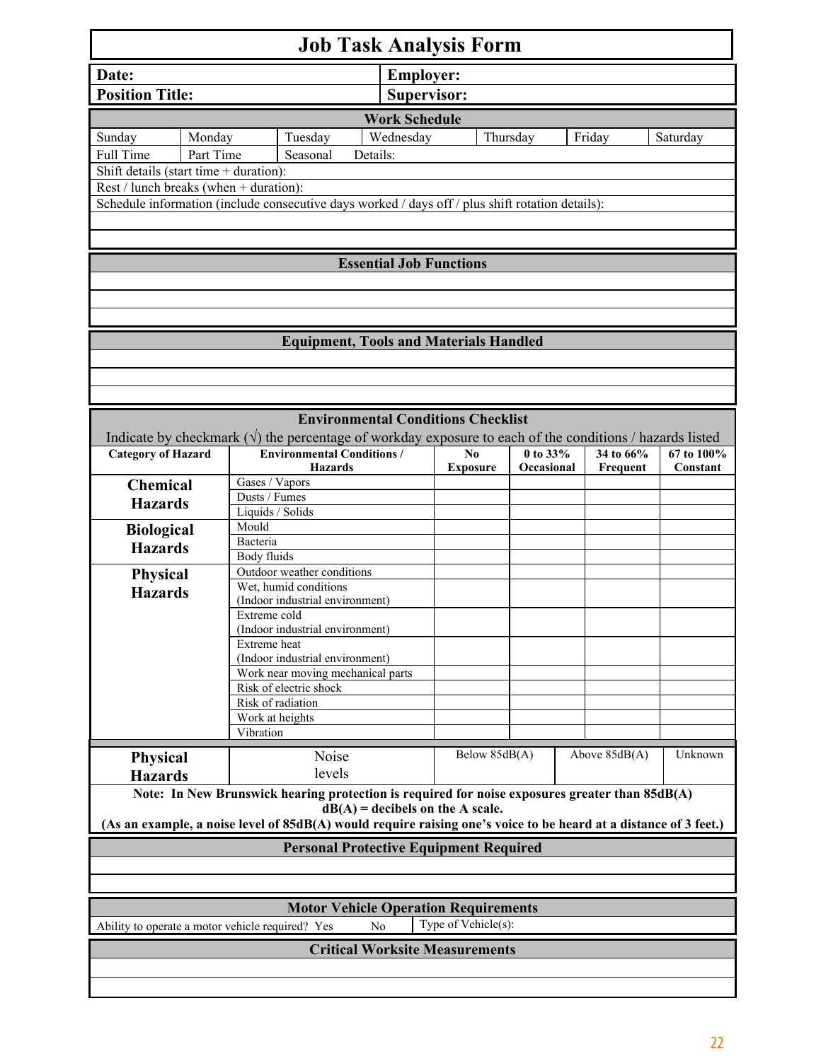# Job Task Analysis Form

| Date: | Employer: |
|---|---|
| Position Title: | Supervisor: |

## Work Schedule

| Sunday | Monday | Tuesday | Wednesday | Thursday | Friday | Saturday |
|---|---|---|---|---|---|---|
| Full Time | Part Time | Seasonal | Details: | | | |

Shift details (start time + duration):

Rest / lunch breaks (when + duration):

Schedule information (include consecutive days worked / days off / plus shift rotation details):

## Essential Job Functions

## Equipment, Tools and Materials Handled

## Environmental Conditions Checklist

Indicate by checkmark (√) the percentage of workday exposure to each of the conditions / hazards listed

| Category of Hazard | Environmental Conditions / Hazards | No Exposure | 0 to 33% Occasional | 34 to 66% Frequent | 67 to 100% Constant |
|---|---|---|---|---|---|
| **Chemical Hazards** | Gases / Vapors | | | | |
| | Dusts / Fumes | | | | |
| | Liquids / Solids | | | | |
| **Biological Hazards** | Mould | | | | |
| | Bacteria | | | | |
| | Body fluids | | | | |
| **Physical Hazards** | Outdoor weather conditions | | | | |
| | Wet, humid conditions (Indoor industrial environment) | | | | |
| | Extreme cold (Indoor industrial environment) | | | | |
| | Extreme heat (Indoor industrial environment) | | | | |
| | Work near moving mechanical parts | | | | |
| | Risk of electric shock | | | | |
| | Risk of radiation | | | | |
| | Work at heights | | | | |
| | Vibration | | | | |

| Physical Hazards | Noise levels | Below 85dB(A) | Above 85dB(A) | Unknown |
|---|---|---|---|---|

**Note: In New Brunswick hearing protection is required for noise exposures greater than 85dB(A)**
**dB(A) = decibels on the A scale.**
**(As an example, a noise level of 85dB(A) would require raising one's voice to be heard at a distance of 3 feet.)**

## Personal Protective Equipment Required

## Motor Vehicle Operation Requirements

| Ability to operate a motor vehicle required? Yes No | Type of Vehicle(s): |
|---|---|

## Critical Worksite Measurements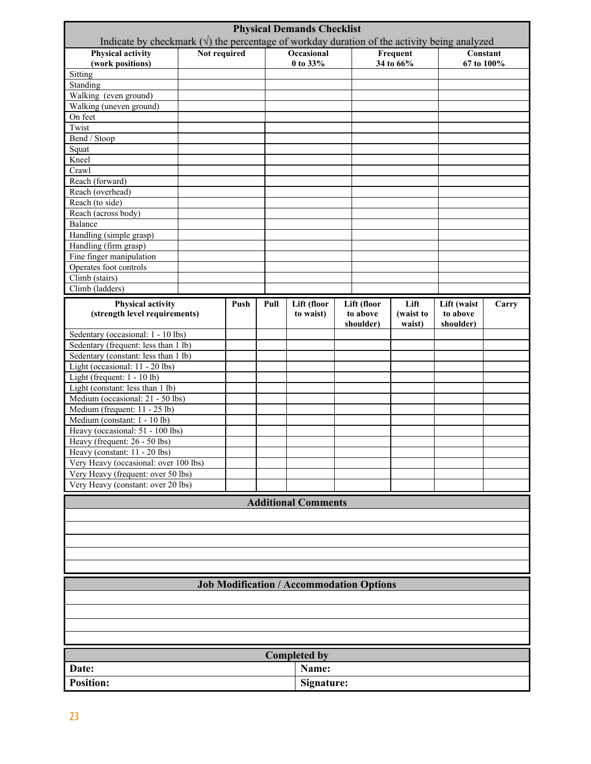## Physical Demands Checklist

Indicate by checkmark (√) the percentage of workday duration of the activity being analyzed

| Physical activity (work positions) | Not required | Occasional 0 to 33% | Frequent 34 to 66% | Constant 67 to 100% |
|---|---|---|---|---|
| Sitting | | | | |
| Standing | | | | |
| Walking (even ground) | | | | |
| Walking (uneven ground) | | | | |
| On feet | | | | |
| Twist | | | | |
| Bend / Stoop | | | | |
| Squat | | | | |
| Kneel | | | | |
| Crawl | | | | |
| Reach (forward) | | | | |
| Reach (overhead) | | | | |
| Reach (to side) | | | | |
| Reach (across body) | | | | |
| Balance | | | | |
| Handling (simple grasp) | | | | |
| Handling (firm grasp) | | | | |
| Fine finger manipulation | | | | |
| Operates foot controls | | | | |
| Climb (stairs) | | | | |
| Climb (ladders) | | | | |

| Physical activity (strength level requirements) | Push | Pull | Lift (floor to waist) | Lift (floor to above shoulder) | Lift (waist to waist) | Lift (waist to above shoulder) | Carry |
|---|---|---|---|---|---|---|---|
| Sedentary (occasional: 1 - 10 lbs) | | | | | | | |
| Sedentary (frequent: less than 1 lb) | | | | | | | |
| Sedentary (constant: less than 1 lb) | | | | | | | |
| Light (occasional: 11 - 20 lbs) | | | | | | | |
| Light (frequent: 1 - 10 lb) | | | | | | | |
| Light (constant: less than 1 lb) | | | | | | | |
| Medium (occasional: 21 - 50 lbs) | | | | | | | |
| Medium (frequent: 11 - 25 lb) | | | | | | | |
| Medium (constant: 1 - 10 lb) | | | | | | | |
| Heavy (occasional: 51 - 100 lbs) | | | | | | | |
| Heavy (frequent: 26 - 50 lbs) | | | | | | | |
| Heavy (constant: 11 - 20 lbs) | | | | | | | |
| Very Heavy (occasional: over 100 lbs) | | | | | | | |
| Very Heavy (frequent: over 50 lbs) | | | | | | | |
| Very Heavy (constant: over 20 lbs) | | | | | | | |

### Additional Comments

### Job Modification / Accommodation Options

### Completed by

| | |
|---|---|
| **Date:** | **Name:** |
| **Position:** | **Signature:** |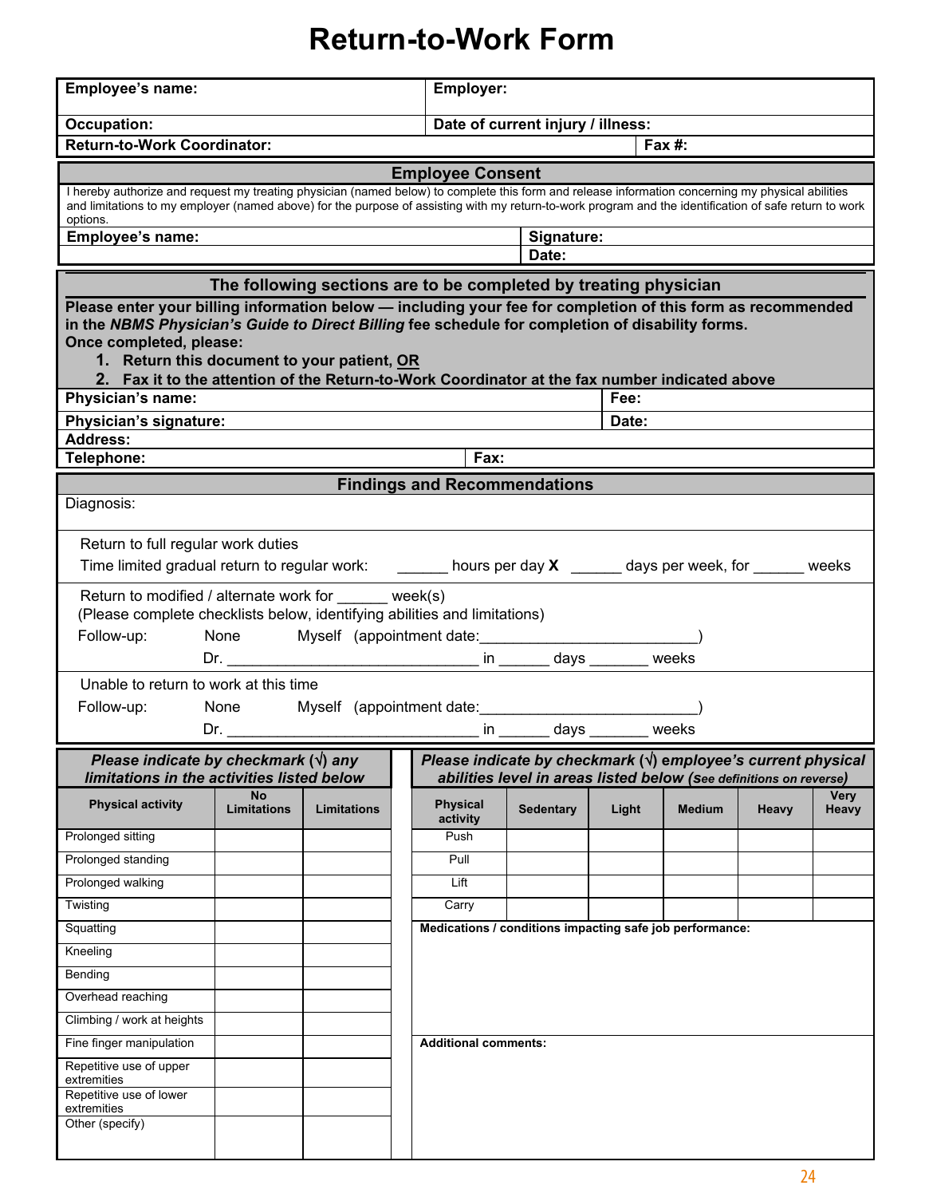# Return-to-Work Form

| Employee's name: | Employer: |
|---|---|
| Occupation: | Date of current injury / illness: |
| Return-to-Work Coordinator: | Fax #: |

## Employee Consent

I hereby authorize and request my treating physician (named below) to complete this form and release information concerning my physical abilities and limitations to my employer (named above) for the purpose of assisting with my return-to-work program and the identification of safe return to work options.

| Employee's name: | Signature: |
|---|---|
| | Date: |

## The following sections are to be completed by treating physician

**Please enter your billing information below — including your fee for completion of this form as recommended in the *NBMS Physician's Guide to Direct Billing* fee schedule for completion of disability forms.**

**Once completed, please:**

1. **Return this document to your patient, OR**
2. **Fax it to the attention of the Return-to-Work Coordinator at the fax number indicated above**

| Physician's name: | Fee: |
|---|---|
| Physician's signature: | Date: |
| Address: | |
| Telephone: | Fax: |

## Findings and Recommendations

Diagnosis:

Return to full regular work duties

Time limited gradual return to regular work: ______ hours per day **X** ______ days per week, for ______ weeks

Return to modified / alternate work for ______ week(s)

(Please complete checklists below, identifying abilities and limitations)

Follow-up: None Myself (appointment date:_________________________)

Dr. ______________________________ in ______ days _______ weeks

Unable to return to work at this time

Follow-up: None Myself (appointment date:_________________________)

Dr. ______________________________ in ______ days _______ weeks

***Please indicate by checkmark (√) any limitations in the activities listed below***

| Physical activity | No Limitations | Limitations |
|---|---|---|
| Prolonged sitting | | |
| Prolonged standing | | |
| Prolonged walking | | |
| Twisting | | |
| Squatting | | |
| Kneeling | | |
| Bending | | |
| Overhead reaching | | |
| Climbing / work at heights | | |
| Fine finger manipulation | | |
| Repetitive use of upper extremities | | |
| Repetitive use of lower extremities | | |
| Other (specify) | | |

***Please indicate by checkmark (√) employee's current physical abilities level in areas listed below** (See definitions on reverse)*

| Physical activity | Sedentary | Light | Medium | Heavy | Very Heavy |
|---|---|---|---|---|---|
| Push | | | | | |
| Pull | | | | | |
| Lift | | | | | |
| Carry | | | | | |

**Medications / conditions impacting safe job performance:**

**Additional comments:**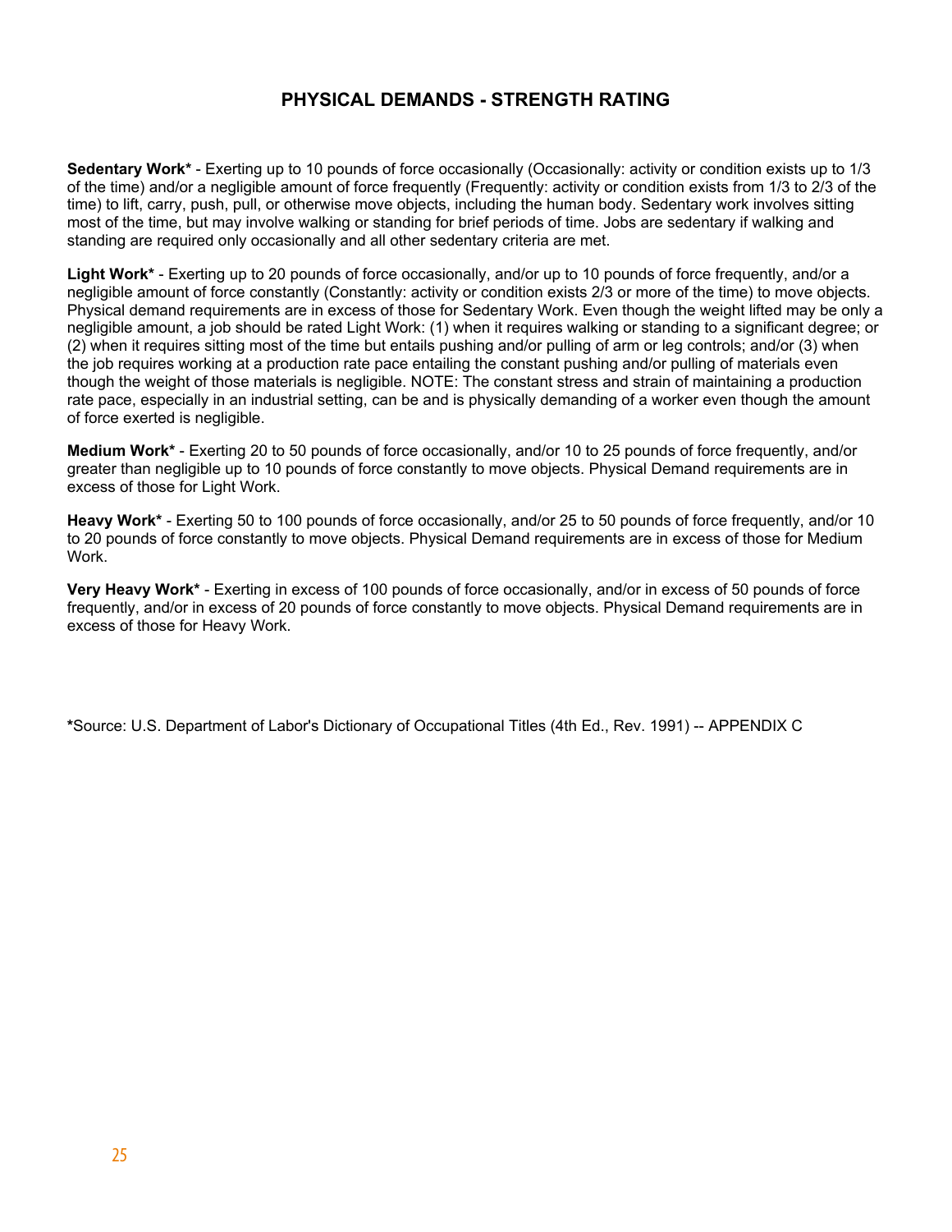# PHYSICAL DEMANDS - STRENGTH RATING

**Sedentary Work*** - Exerting up to 10 pounds of force occasionally (Occasionally: activity or condition exists up to 1/3 of the time) and/or a negligible amount of force frequently (Frequently: activity or condition exists from 1/3 to 2/3 of the time) to lift, carry, push, pull, or otherwise move objects, including the human body. Sedentary work involves sitting most of the time, but may involve walking or standing for brief periods of time. Jobs are sedentary if walking and standing are required only occasionally and all other sedentary criteria are met.

**Light Work*** - Exerting up to 20 pounds of force occasionally, and/or up to 10 pounds of force frequently, and/or a negligible amount of force constantly (Constantly: activity or condition exists 2/3 or more of the time) to move objects. Physical demand requirements are in excess of those for Sedentary Work. Even though the weight lifted may be only a negligible amount, a job should be rated Light Work: (1) when it requires walking or standing to a significant degree; or (2) when it requires sitting most of the time but entails pushing and/or pulling of arm or leg controls; and/or (3) when the job requires working at a production rate pace entailing the constant pushing and/or pulling of materials even though the weight of those materials is negligible. NOTE: The constant stress and strain of maintaining a production rate pace, especially in an industrial setting, can be and is physically demanding of a worker even though the amount of force exerted is negligible.

**Medium Work*** - Exerting 20 to 50 pounds of force occasionally, and/or 10 to 25 pounds of force frequently, and/or greater than negligible up to 10 pounds of force constantly to move objects. Physical Demand requirements are in excess of those for Light Work.

**Heavy Work*** - Exerting 50 to 100 pounds of force occasionally, and/or 25 to 50 pounds of force frequently, and/or 10 to 20 pounds of force constantly to move objects. Physical Demand requirements are in excess of those for Medium Work.

**Very Heavy Work*** - Exerting in excess of 100 pounds of force occasionally, and/or in excess of 50 pounds of force frequently, and/or in excess of 20 pounds of force constantly to move objects. Physical Demand requirements are in excess of those for Heavy Work.

***Source: U.S. Department of Labor's Dictionary of Occupational Titles (4th Ed., Rev. 1991) -- APPENDIX C